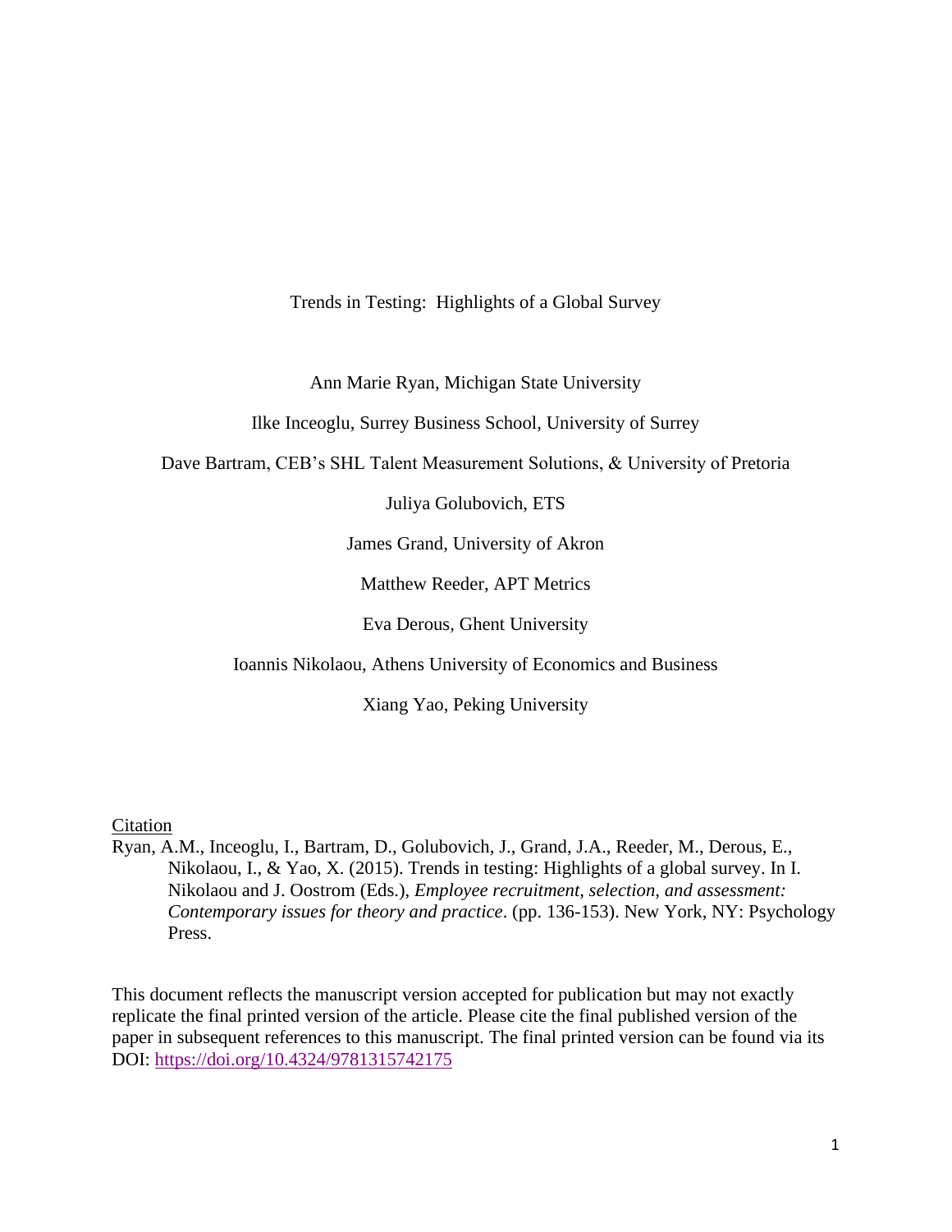# Trends in Testing: Highlights of a Global Survey

Ann Marie Ryan, Michigan State University

Ilke Inceoglu, Surrey Business School, University of Surrey

Dave Bartram, CEB's SHL Talent Measurement Solutions, & University of Pretoria

Juliya Golubovich, ETS

James Grand, University of Akron

Matthew Reeder, APT Metrics

Eva Derous, Ghent University

Ioannis Nikolaou, Athens University of Economics and Business

Xiang Yao, Peking University

Citation

Ryan, A.M., Inceoglu, I., Bartram, D., Golubovich, J., Grand, J.A., Reeder, M., Derous, E., Nikolaou, I., & Yao, X. (2015). Trends in testing: Highlights of a global survey. In I. Nikolaou and J. Oostrom (Eds.), *Employee recruitment, selection, and assessment: Contemporary issues for theory and practice*. (pp. 136-153). New York, NY: Psychology Press.

This document reflects the manuscript version accepted for publication but may not exactly replicate the final printed version of the article. Please cite the final published version of the paper in subsequent references to this manuscript. The final printed version can be found via its DOI: https://doi.org/10.4324/9781315742175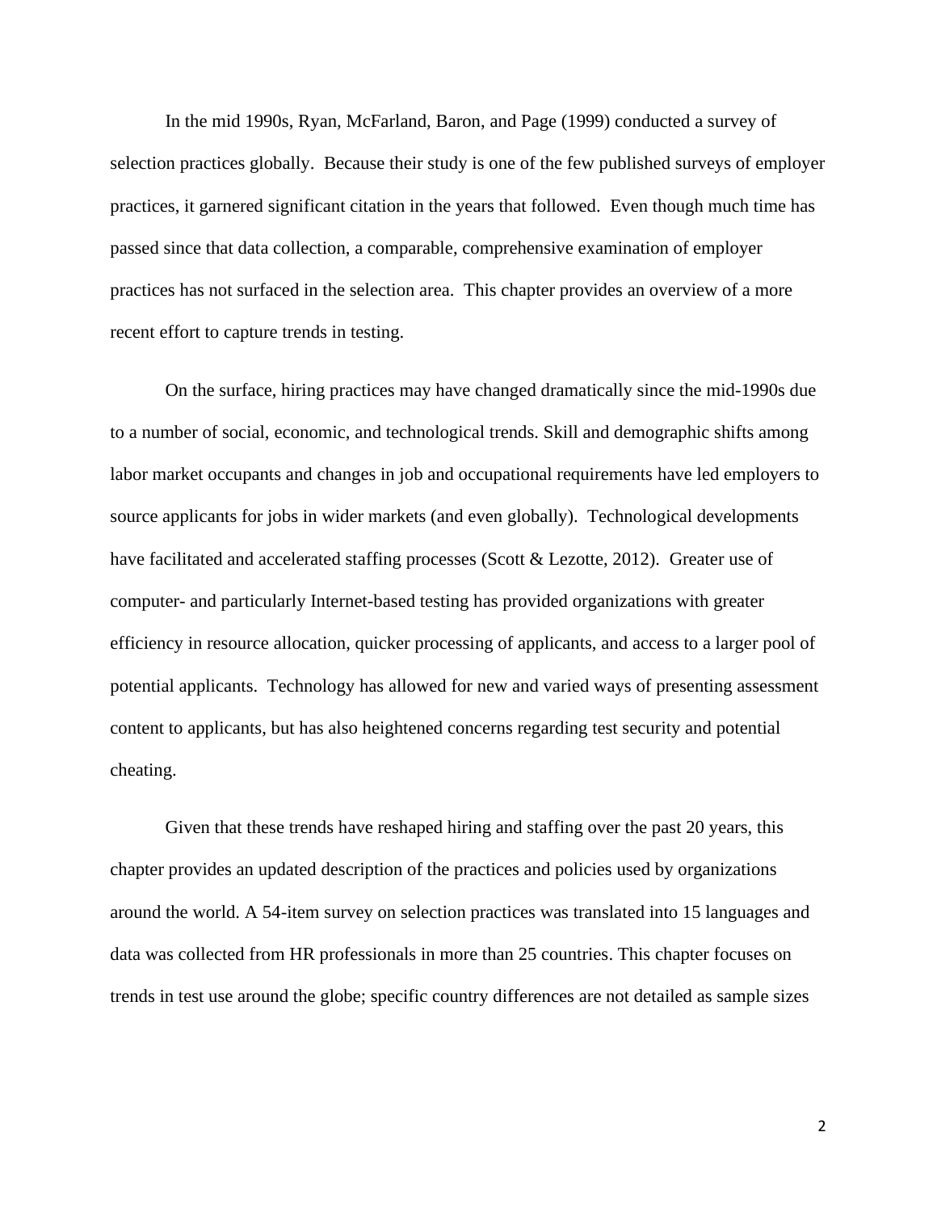In the mid 1990s, Ryan, McFarland, Baron, and Page (1999) conducted a survey of selection practices globally. Because their study is one of the few published surveys of employer practices, it garnered significant citation in the years that followed. Even though much time has passed since that data collection, a comparable, comprehensive examination of employer practices has not surfaced in the selection area. This chapter provides an overview of a more recent effort to capture trends in testing.

On the surface, hiring practices may have changed dramatically since the mid-1990s due to a number of social, economic, and technological trends. Skill and demographic shifts among labor market occupants and changes in job and occupational requirements have led employers to source applicants for jobs in wider markets (and even globally). Technological developments have facilitated and accelerated staffing processes (Scott & Lezotte, 2012). Greater use of computer- and particularly Internet-based testing has provided organizations with greater efficiency in resource allocation, quicker processing of applicants, and access to a larger pool of potential applicants. Technology has allowed for new and varied ways of presenting assessment content to applicants, but has also heightened concerns regarding test security and potential cheating.

Given that these trends have reshaped hiring and staffing over the past 20 years, this chapter provides an updated description of the practices and policies used by organizations around the world. A 54-item survey on selection practices was translated into 15 languages and data was collected from HR professionals in more than 25 countries. This chapter focuses on trends in test use around the globe; specific country differences are not detailed as sample sizes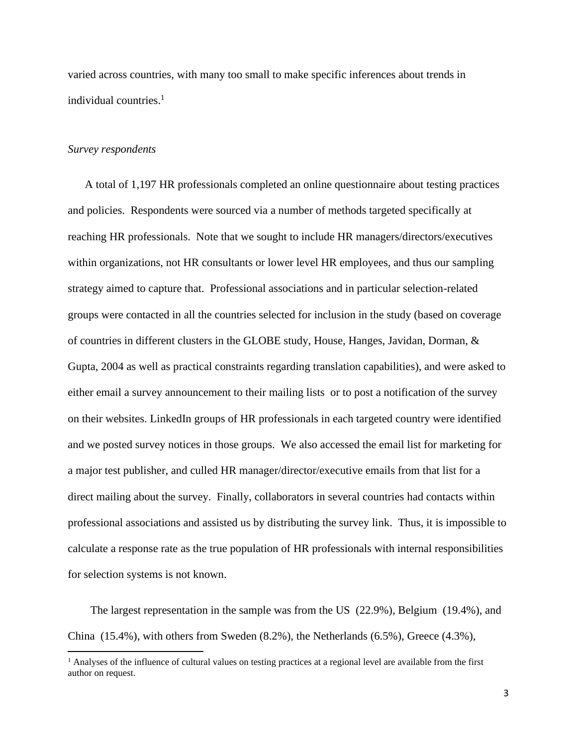varied across countries, with many too small to make specific inferences about trends in individual countries.[1]

*Survey respondents*

A total of 1,197 HR professionals completed an online questionnaire about testing practices and policies. Respondents were sourced via a number of methods targeted specifically at reaching HR professionals. Note that we sought to include HR managers/directors/executives within organizations, not HR consultants or lower level HR employees, and thus our sampling strategy aimed to capture that. Professional associations and in particular selection-related groups were contacted in all the countries selected for inclusion in the study (based on coverage of countries in different clusters in the GLOBE study, House, Hanges, Javidan, Dorman, & Gupta, 2004 as well as practical constraints regarding translation capabilities), and were asked to either email a survey announcement to their mailing lists or to post a notification of the survey on their websites. LinkedIn groups of HR professionals in each targeted country were identified and we posted survey notices in those groups. We also accessed the email list for marketing for a major test publisher, and culled HR manager/director/executive emails from that list for a direct mailing about the survey. Finally, collaborators in several countries had contacts within professional associations and assisted us by distributing the survey link. Thus, it is impossible to calculate a response rate as the true population of HR professionals with internal responsibilities for selection systems is not known.

The largest representation in the sample was from the US (22.9%), Belgium (19.4%), and China (15.4%), with others from Sweden (8.2%), the Netherlands (6.5%), Greece (4.3%),

[1] Analyses of the influence of cultural values on testing practices at a regional level are available from the first author on request.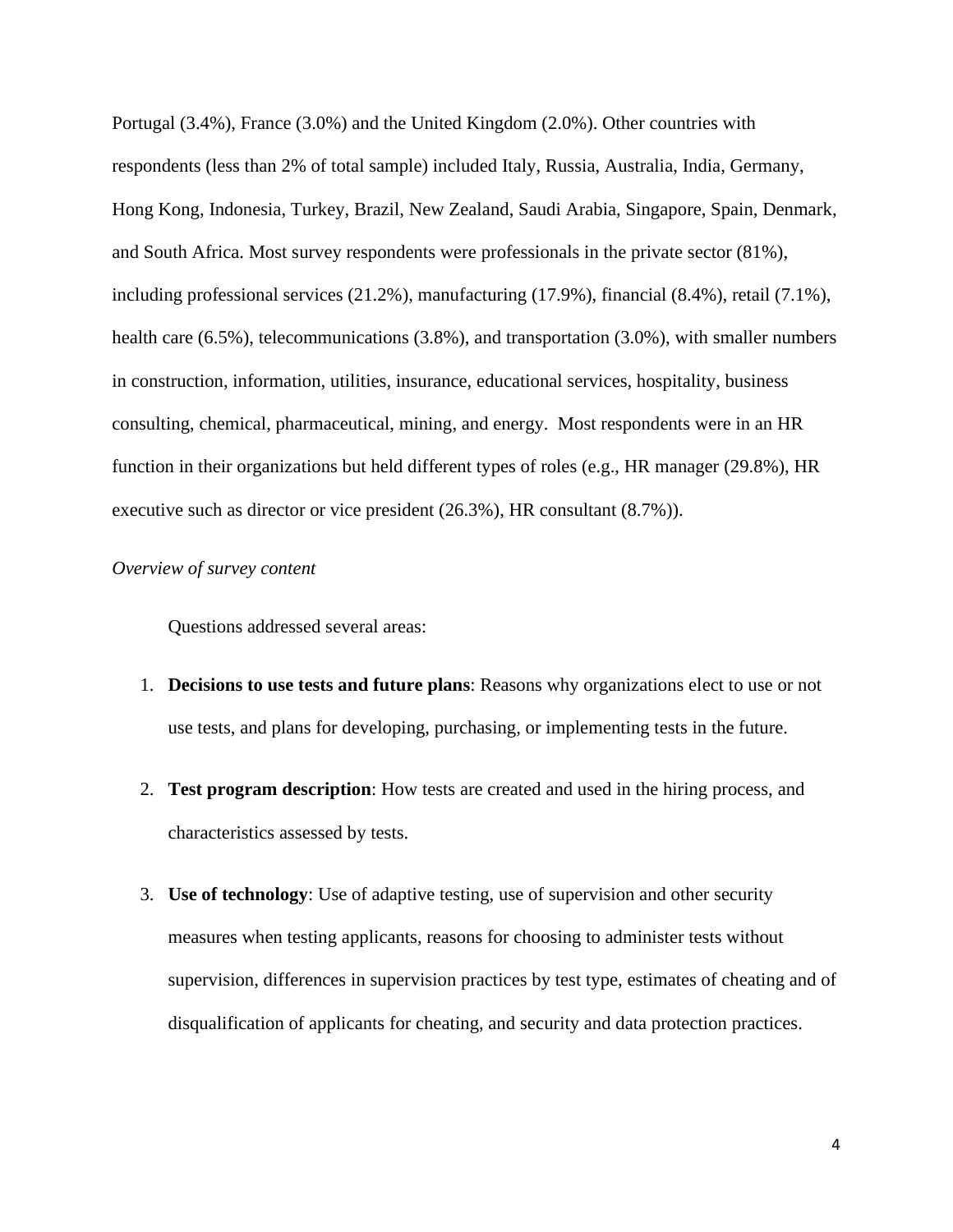Portugal (3.4%), France (3.0%) and the United Kingdom (2.0%). Other countries with respondents (less than 2% of total sample) included Italy, Russia, Australia, India, Germany, Hong Kong, Indonesia, Turkey, Brazil, New Zealand, Saudi Arabia, Singapore, Spain, Denmark, and South Africa. Most survey respondents were professionals in the private sector (81%), including professional services (21.2%), manufacturing (17.9%), financial (8.4%), retail (7.1%), health care (6.5%), telecommunications (3.8%), and transportation (3.0%), with smaller numbers in construction, information, utilities, insurance, educational services, hospitality, business consulting, chemical, pharmaceutical, mining, and energy.  Most respondents were in an HR function in their organizations but held different types of roles (e.g., HR manager (29.8%), HR executive such as director or vice president (26.3%), HR consultant (8.7%)).

*Overview of survey content*

Questions addressed several areas:

1. **Decisions to use tests and future plans**: Reasons why organizations elect to use or not use tests, and plans for developing, purchasing, or implementing tests in the future.

2. **Test program description**: How tests are created and used in the hiring process, and characteristics assessed by tests.

3. **Use of technology**: Use of adaptive testing, use of supervision and other security measures when testing applicants, reasons for choosing to administer tests without supervision, differences in supervision practices by test type, estimates of cheating and of disqualification of applicants for cheating, and security and data protection practices.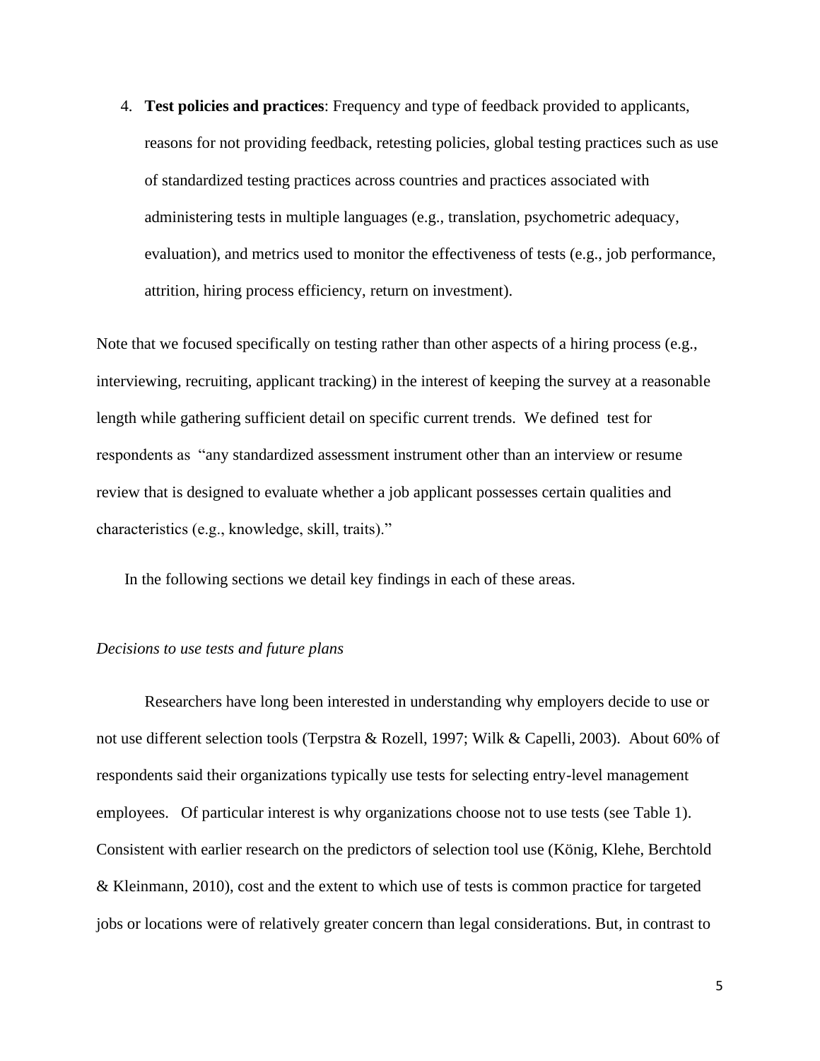4. **Test policies and practices**: Frequency and type of feedback provided to applicants, reasons for not providing feedback, retesting policies, global testing practices such as use of standardized testing practices across countries and practices associated with administering tests in multiple languages (e.g., translation, psychometric adequacy, evaluation), and metrics used to monitor the effectiveness of tests (e.g., job performance, attrition, hiring process efficiency, return on investment).

Note that we focused specifically on testing rather than other aspects of a hiring process (e.g., interviewing, recruiting, applicant tracking) in the interest of keeping the survey at a reasonable length while gathering sufficient detail on specific current trends. We defined test for respondents as "any standardized assessment instrument other than an interview or resume review that is designed to evaluate whether a job applicant possesses certain qualities and characteristics (e.g., knowledge, skill, traits)."

In the following sections we detail key findings in each of these areas.

*Decisions to use tests and future plans*

Researchers have long been interested in understanding why employers decide to use or not use different selection tools (Terpstra & Rozell, 1997; Wilk & Capelli, 2003). About 60% of respondents said their organizations typically use tests for selecting entry-level management employees. Of particular interest is why organizations choose not to use tests (see Table 1). Consistent with earlier research on the predictors of selection tool use (König, Klehe, Berchtold & Kleinmann, 2010), cost and the extent to which use of tests is common practice for targeted jobs or locations were of relatively greater concern than legal considerations. But, in contrast to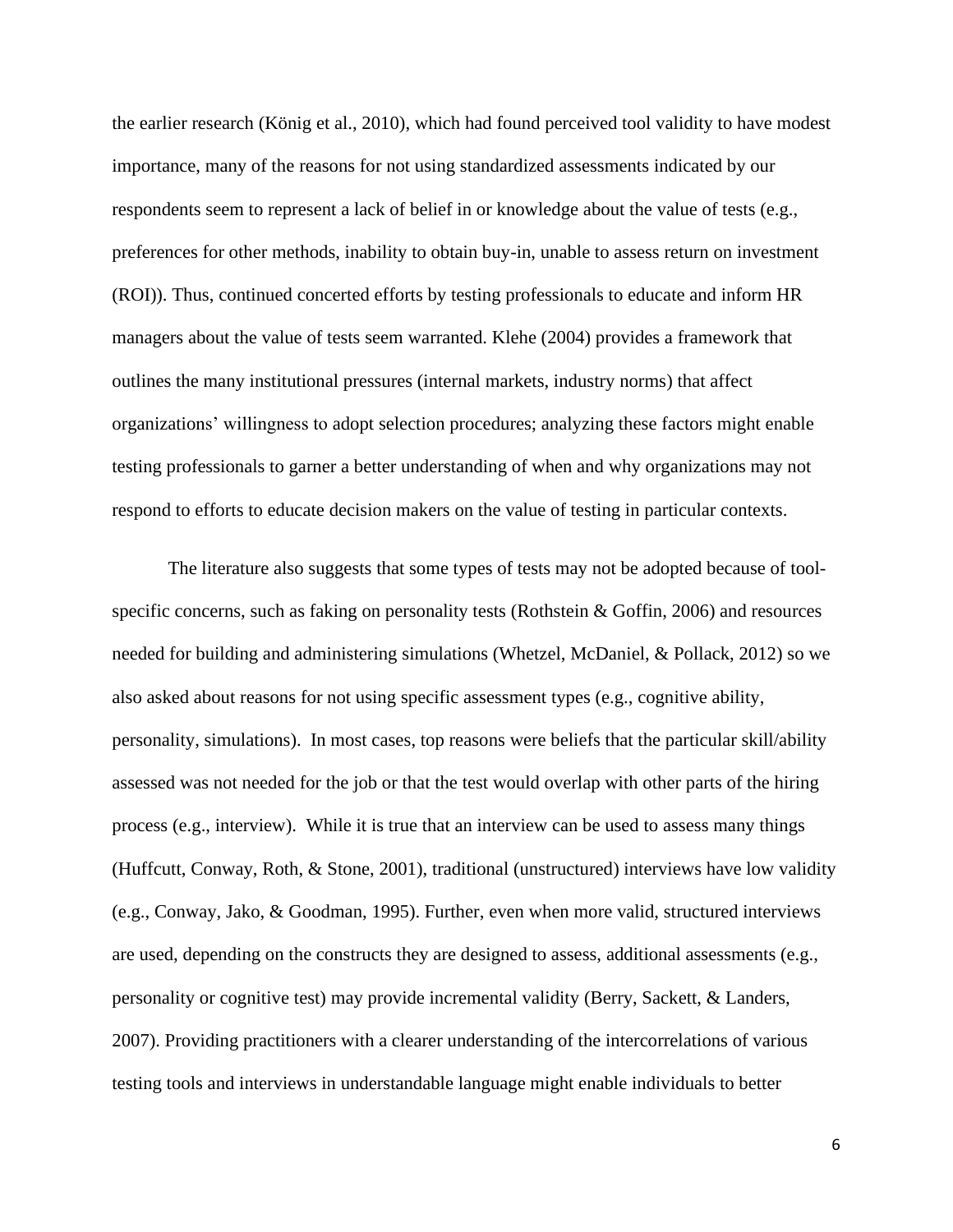the earlier research (König et al., 2010), which had found perceived tool validity to have modest importance, many of the reasons for not using standardized assessments indicated by our respondents seem to represent a lack of belief in or knowledge about the value of tests (e.g., preferences for other methods, inability to obtain buy-in, unable to assess return on investment (ROI)). Thus, continued concerted efforts by testing professionals to educate and inform HR managers about the value of tests seem warranted. Klehe (2004) provides a framework that outlines the many institutional pressures (internal markets, industry norms) that affect organizations' willingness to adopt selection procedures; analyzing these factors might enable testing professionals to garner a better understanding of when and why organizations may not respond to efforts to educate decision makers on the value of testing in particular contexts.

The literature also suggests that some types of tests may not be adopted because of tool-specific concerns, such as faking on personality tests (Rothstein & Goffin, 2006) and resources needed for building and administering simulations (Whetzel, McDaniel, & Pollack, 2012) so we also asked about reasons for not using specific assessment types (e.g., cognitive ability, personality, simulations). In most cases, top reasons were beliefs that the particular skill/ability assessed was not needed for the job or that the test would overlap with other parts of the hiring process (e.g., interview). While it is true that an interview can be used to assess many things (Huffcutt, Conway, Roth, & Stone, 2001), traditional (unstructured) interviews have low validity (e.g., Conway, Jako, & Goodman, 1995). Further, even when more valid, structured interviews are used, depending on the constructs they are designed to assess, additional assessments (e.g., personality or cognitive test) may provide incremental validity (Berry, Sackett, & Landers, 2007). Providing practitioners with a clearer understanding of the intercorrelations of various testing tools and interviews in understandable language might enable individuals to better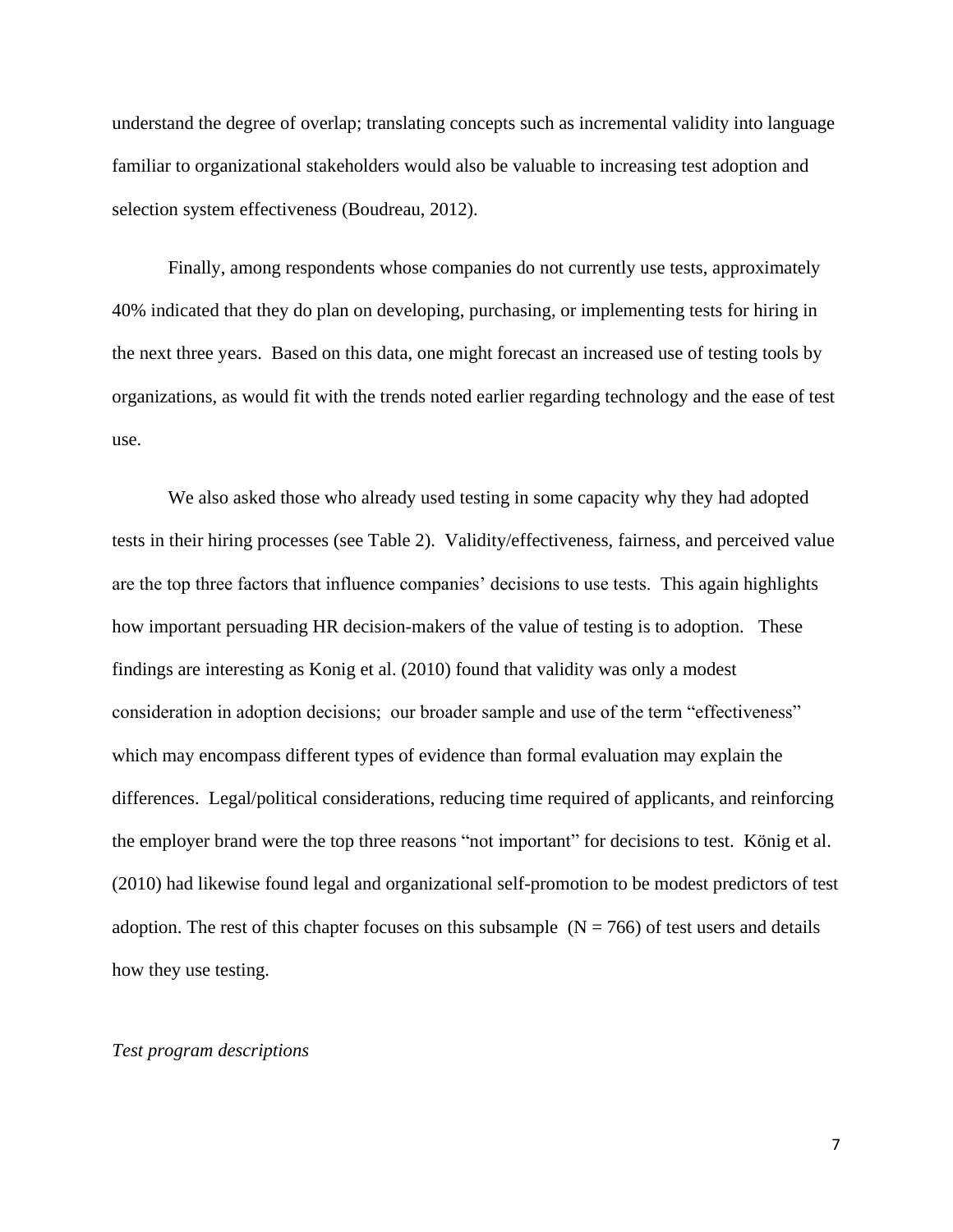understand the degree of overlap; translating concepts such as incremental validity into language familiar to organizational stakeholders would also be valuable to increasing test adoption and selection system effectiveness (Boudreau, 2012).

Finally, among respondents whose companies do not currently use tests, approximately 40% indicated that they do plan on developing, purchasing, or implementing tests for hiring in the next three years. Based on this data, one might forecast an increased use of testing tools by organizations, as would fit with the trends noted earlier regarding technology and the ease of test use.

We also asked those who already used testing in some capacity why they had adopted tests in their hiring processes (see Table 2). Validity/effectiveness, fairness, and perceived value are the top three factors that influence companies' decisions to use tests. This again highlights how important persuading HR decision-makers of the value of testing is to adoption. These findings are interesting as Konig et al. (2010) found that validity was only a modest consideration in adoption decisions; our broader sample and use of the term "effectiveness" which may encompass different types of evidence than formal evaluation may explain the differences. Legal/political considerations, reducing time required of applicants, and reinforcing the employer brand were the top three reasons "not important" for decisions to test. König et al. (2010) had likewise found legal and organizational self-promotion to be modest predictors of test adoption. The rest of this chapter focuses on this subsample (N = 766) of test users and details how they use testing.

*Test program descriptions*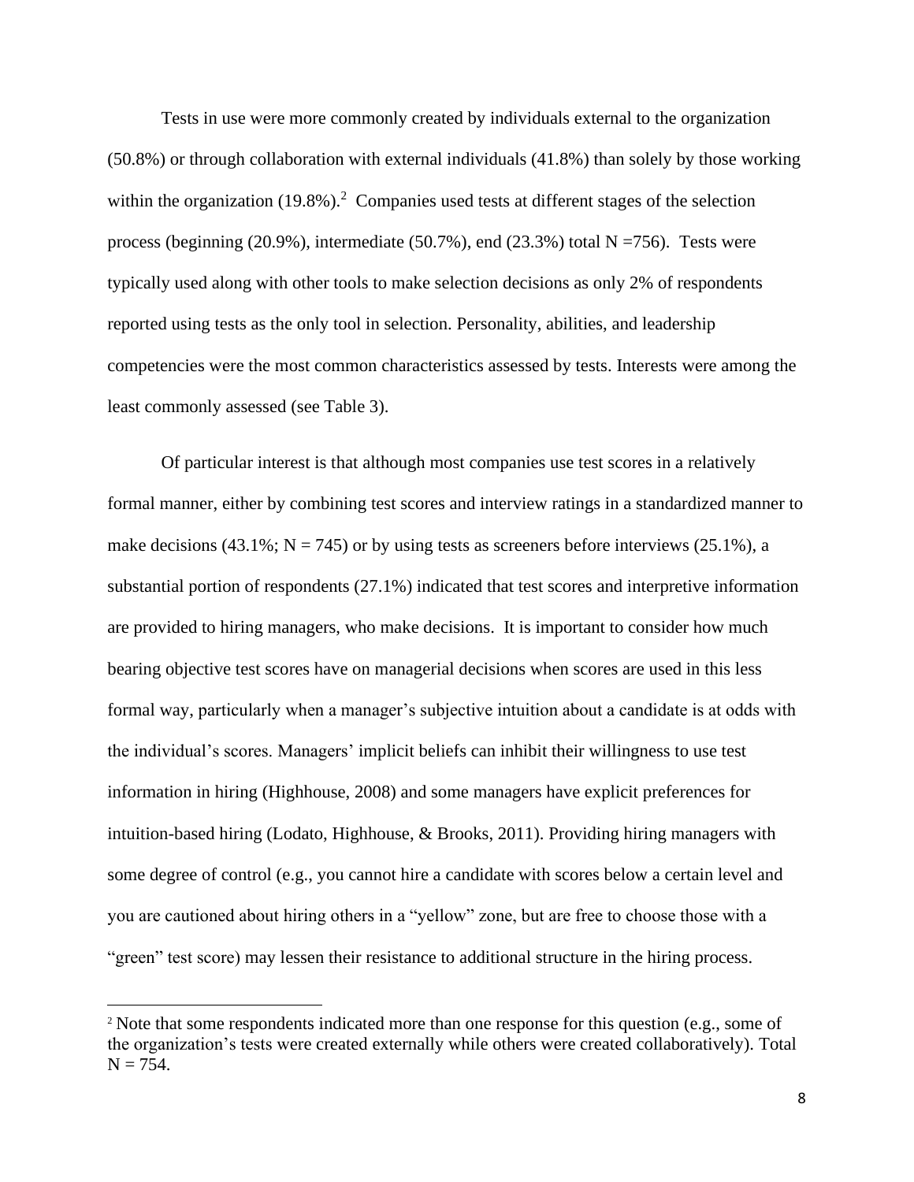Tests in use were more commonly created by individuals external to the organization (50.8%) or through collaboration with external individuals (41.8%) than solely by those working within the organization (19.8%).[2] Companies used tests at different stages of the selection process (beginning (20.9%), intermediate (50.7%), end (23.3%) total N =756). Tests were typically used along with other tools to make selection decisions as only 2% of respondents reported using tests as the only tool in selection. Personality, abilities, and leadership competencies were the most common characteristics assessed by tests. Interests were among the least commonly assessed (see Table 3).

Of particular interest is that although most companies use test scores in a relatively formal manner, either by combining test scores and interview ratings in a standardized manner to make decisions (43.1%; N = 745) or by using tests as screeners before interviews (25.1%), a substantial portion of respondents (27.1%) indicated that test scores and interpretive information are provided to hiring managers, who make decisions. It is important to consider how much bearing objective test scores have on managerial decisions when scores are used in this less formal way, particularly when a manager's subjective intuition about a candidate is at odds with the individual's scores. Managers' implicit beliefs can inhibit their willingness to use test information in hiring (Highhouse, 2008) and some managers have explicit preferences for intuition-based hiring (Lodato, Highhouse, & Brooks, 2011). Providing hiring managers with some degree of control (e.g., you cannot hire a candidate with scores below a certain level and you are cautioned about hiring others in a "yellow" zone, but are free to choose those with a "green" test score) may lessen their resistance to additional structure in the hiring process.

---

[2] Note that some respondents indicated more than one response for this question (e.g., some of the organization's tests were created externally while others were created collaboratively). Total N = 754.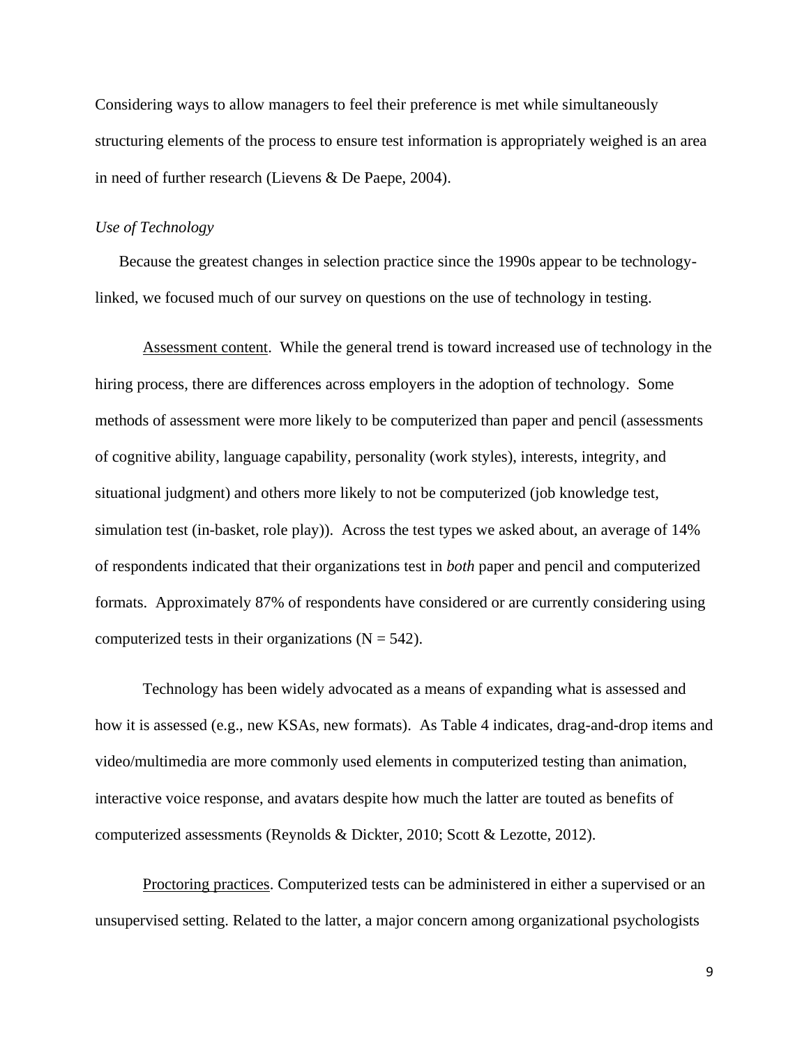Considering ways to allow managers to feel their preference is met while simultaneously structuring elements of the process to ensure test information is appropriately weighed is an area in need of further research (Lievens & De Paepe, 2004).

### *Use of Technology*

Because the greatest changes in selection practice since the 1990s appear to be technology-linked, we focused much of our survey on questions on the use of technology in testing.

<u>Assessment content</u>. While the general trend is toward increased use of technology in the hiring process, there are differences across employers in the adoption of technology. Some methods of assessment were more likely to be computerized than paper and pencil (assessments of cognitive ability, language capability, personality (work styles), interests, integrity, and situational judgment) and others more likely to not be computerized (job knowledge test, simulation test (in-basket, role play)). Across the test types we asked about, an average of 14% of respondents indicated that their organizations test in *both* paper and pencil and computerized formats. Approximately 87% of respondents have considered or are currently considering using computerized tests in their organizations (N = 542).

Technology has been widely advocated as a means of expanding what is assessed and how it is assessed (e.g., new KSAs, new formats). As Table 4 indicates, drag-and-drop items and video/multimedia are more commonly used elements in computerized testing than animation, interactive voice response, and avatars despite how much the latter are touted as benefits of computerized assessments (Reynolds & Dickter, 2010; Scott & Lezotte, 2012).

<u>Proctoring practices</u>. Computerized tests can be administered in either a supervised or an unsupervised setting. Related to the latter, a major concern among organizational psychologists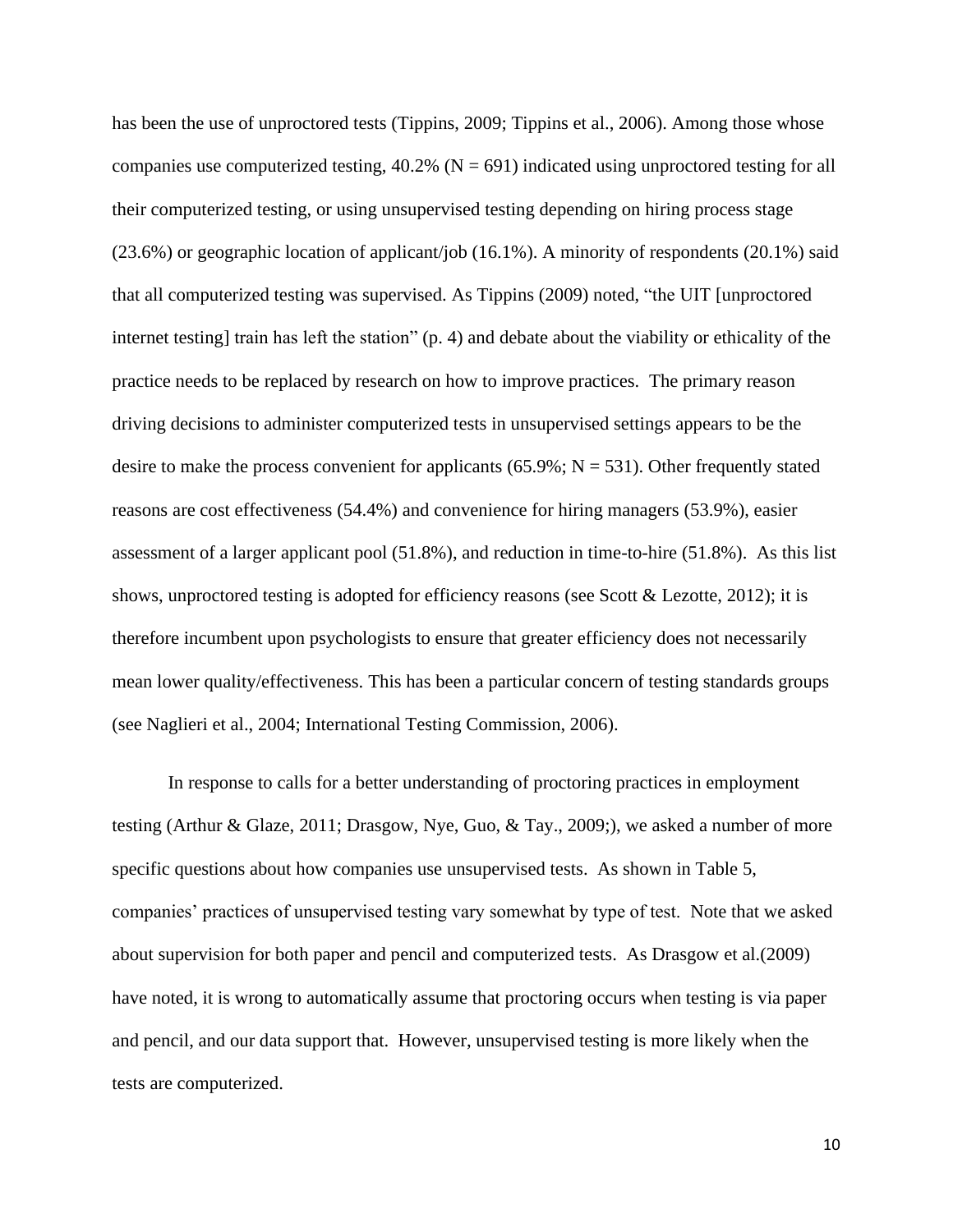has been the use of unproctored tests (Tippins, 2009; Tippins et al., 2006). Among those whose companies use computerized testing, 40.2% (N = 691) indicated using unproctored testing for all their computerized testing, or using unsupervised testing depending on hiring process stage (23.6%) or geographic location of applicant/job (16.1%). A minority of respondents (20.1%) said that all computerized testing was supervised. As Tippins (2009) noted, “the UIT [unproctored internet testing] train has left the station” (p. 4) and debate about the viability or ethicality of the practice needs to be replaced by research on how to improve practices. The primary reason driving decisions to administer computerized tests in unsupervised settings appears to be the desire to make the process convenient for applicants (65.9%; N = 531). Other frequently stated reasons are cost effectiveness (54.4%) and convenience for hiring managers (53.9%), easier assessment of a larger applicant pool (51.8%), and reduction in time-to-hire (51.8%). As this list shows, unproctored testing is adopted for efficiency reasons (see Scott & Lezotte, 2012); it is therefore incumbent upon psychologists to ensure that greater efficiency does not necessarily mean lower quality/effectiveness. This has been a particular concern of testing standards groups (see Naglieri et al., 2004; International Testing Commission, 2006).

In response to calls for a better understanding of proctoring practices in employment testing (Arthur & Glaze, 2011; Drasgow, Nye, Guo, & Tay., 2009;), we asked a number of more specific questions about how companies use unsupervised tests. As shown in Table 5, companies’ practices of unsupervised testing vary somewhat by type of test. Note that we asked about supervision for both paper and pencil and computerized tests. As Drasgow et al.(2009) have noted, it is wrong to automatically assume that proctoring occurs when testing is via paper and pencil, and our data support that. However, unsupervised testing is more likely when the tests are computerized.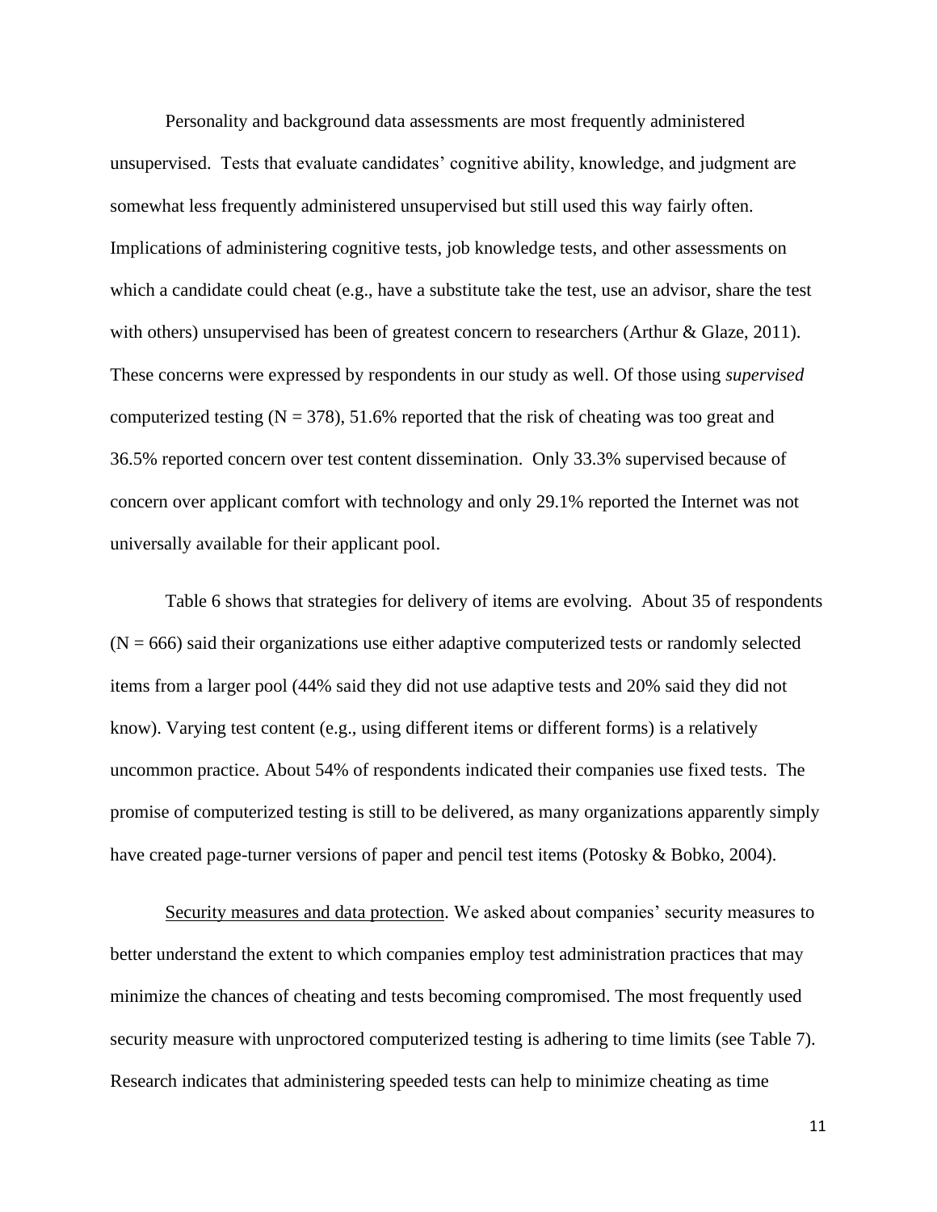Personality and background data assessments are most frequently administered unsupervised. Tests that evaluate candidates' cognitive ability, knowledge, and judgment are somewhat less frequently administered unsupervised but still used this way fairly often. Implications of administering cognitive tests, job knowledge tests, and other assessments on which a candidate could cheat (e.g., have a substitute take the test, use an advisor, share the test with others) unsupervised has been of greatest concern to researchers (Arthur & Glaze, 2011). These concerns were expressed by respondents in our study as well. Of those using *supervised* computerized testing (N = 378), 51.6% reported that the risk of cheating was too great and 36.5% reported concern over test content dissemination. Only 33.3% supervised because of concern over applicant comfort with technology and only 29.1% reported the Internet was not universally available for their applicant pool.

Table 6 shows that strategies for delivery of items are evolving. About 35 of respondents (N = 666) said their organizations use either adaptive computerized tests or randomly selected items from a larger pool (44% said they did not use adaptive tests and 20% said they did not know). Varying test content (e.g., using different items or different forms) is a relatively uncommon practice. About 54% of respondents indicated their companies use fixed tests. The promise of computerized testing is still to be delivered, as many organizations apparently simply have created page-turner versions of paper and pencil test items (Potosky & Bobko, 2004).

<u>Security measures and data protection</u>. We asked about companies' security measures to better understand the extent to which companies employ test administration practices that may minimize the chances of cheating and tests becoming compromised. The most frequently used security measure with unproctored computerized testing is adhering to time limits (see Table 7). Research indicates that administering speeded tests can help to minimize cheating as time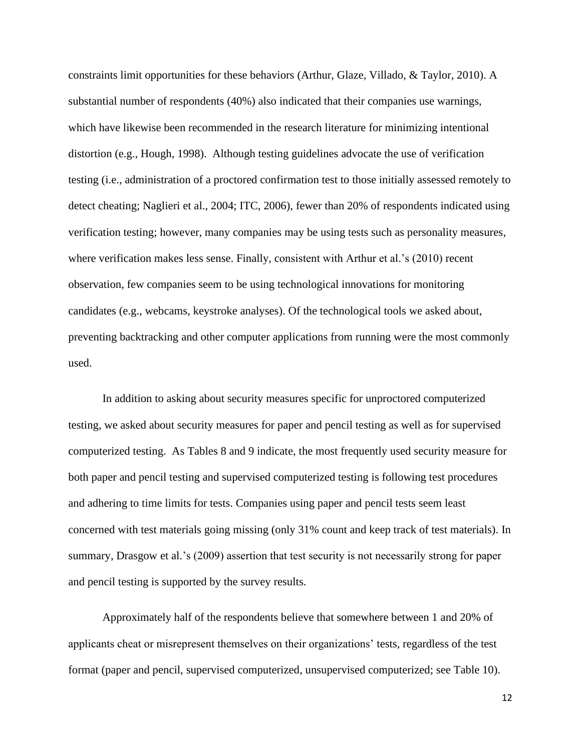constraints limit opportunities for these behaviors (Arthur, Glaze, Villado, & Taylor, 2010). A substantial number of respondents (40%) also indicated that their companies use warnings, which have likewise been recommended in the research literature for minimizing intentional distortion (e.g., Hough, 1998). Although testing guidelines advocate the use of verification testing (i.e., administration of a proctored confirmation test to those initially assessed remotely to detect cheating; Naglieri et al., 2004; ITC, 2006), fewer than 20% of respondents indicated using verification testing; however, many companies may be using tests such as personality measures, where verification makes less sense. Finally, consistent with Arthur et al.'s (2010) recent observation, few companies seem to be using technological innovations for monitoring candidates (e.g., webcams, keystroke analyses). Of the technological tools we asked about, preventing backtracking and other computer applications from running were the most commonly used.

In addition to asking about security measures specific for unproctored computerized testing, we asked about security measures for paper and pencil testing as well as for supervised computerized testing. As Tables 8 and 9 indicate, the most frequently used security measure for both paper and pencil testing and supervised computerized testing is following test procedures and adhering to time limits for tests. Companies using paper and pencil tests seem least concerned with test materials going missing (only 31% count and keep track of test materials). In summary, Drasgow et al.'s (2009) assertion that test security is not necessarily strong for paper and pencil testing is supported by the survey results.

Approximately half of the respondents believe that somewhere between 1 and 20% of applicants cheat or misrepresent themselves on their organizations' tests, regardless of the test format (paper and pencil, supervised computerized, unsupervised computerized; see Table 10).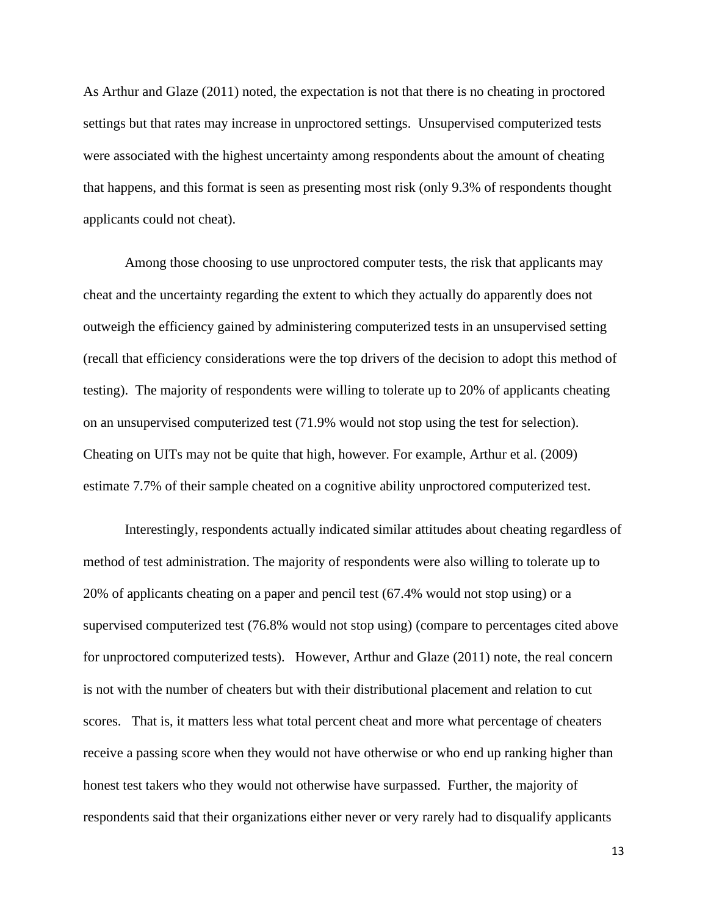As Arthur and Glaze (2011) noted, the expectation is not that there is no cheating in proctored settings but that rates may increase in unproctored settings. Unsupervised computerized tests were associated with the highest uncertainty among respondents about the amount of cheating that happens, and this format is seen as presenting most risk (only 9.3% of respondents thought applicants could not cheat).

Among those choosing to use unproctored computer tests, the risk that applicants may cheat and the uncertainty regarding the extent to which they actually do apparently does not outweigh the efficiency gained by administering computerized tests in an unsupervised setting (recall that efficiency considerations were the top drivers of the decision to adopt this method of testing). The majority of respondents were willing to tolerate up to 20% of applicants cheating on an unsupervised computerized test (71.9% would not stop using the test for selection). Cheating on UITs may not be quite that high, however. For example, Arthur et al. (2009) estimate 7.7% of their sample cheated on a cognitive ability unproctored computerized test.

Interestingly, respondents actually indicated similar attitudes about cheating regardless of method of test administration. The majority of respondents were also willing to tolerate up to 20% of applicants cheating on a paper and pencil test (67.4% would not stop using) or a supervised computerized test (76.8% would not stop using) (compare to percentages cited above for unproctored computerized tests). However, Arthur and Glaze (2011) note, the real concern is not with the number of cheaters but with their distributional placement and relation to cut scores. That is, it matters less what total percent cheat and more what percentage of cheaters receive a passing score when they would not have otherwise or who end up ranking higher than honest test takers who they would not otherwise have surpassed. Further, the majority of respondents said that their organizations either never or very rarely had to disqualify applicants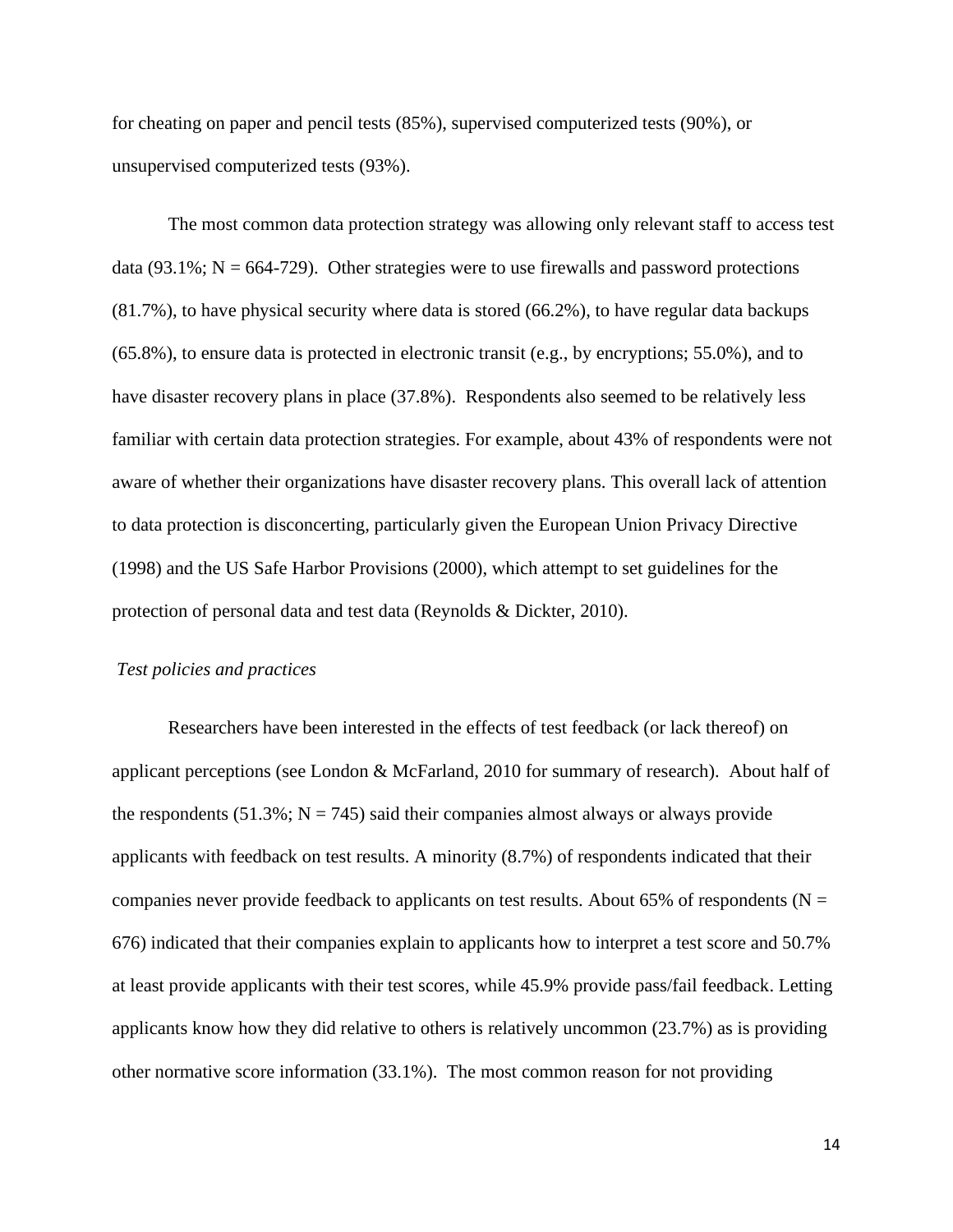for cheating on paper and pencil tests (85%), supervised computerized tests (90%), or unsupervised computerized tests (93%).

The most common data protection strategy was allowing only relevant staff to access test data (93.1%; N = 664-729). Other strategies were to use firewalls and password protections (81.7%), to have physical security where data is stored (66.2%), to have regular data backups (65.8%), to ensure data is protected in electronic transit (e.g., by encryptions; 55.0%), and to have disaster recovery plans in place (37.8%). Respondents also seemed to be relatively less familiar with certain data protection strategies. For example, about 43% of respondents were not aware of whether their organizations have disaster recovery plans. This overall lack of attention to data protection is disconcerting, particularly given the European Union Privacy Directive (1998) and the US Safe Harbor Provisions (2000), which attempt to set guidelines for the protection of personal data and test data (Reynolds & Dickter, 2010).

*Test policies and practices*

Researchers have been interested in the effects of test feedback (or lack thereof) on applicant perceptions (see London & McFarland, 2010 for summary of research). About half of the respondents (51.3%; N = 745) said their companies almost always or always provide applicants with feedback on test results. A minority (8.7%) of respondents indicated that their companies never provide feedback to applicants on test results. About 65% of respondents (N = 676) indicated that their companies explain to applicants how to interpret a test score and 50.7% at least provide applicants with their test scores, while 45.9% provide pass/fail feedback. Letting applicants know how they did relative to others is relatively uncommon (23.7%) as is providing other normative score information (33.1%). The most common reason for not providing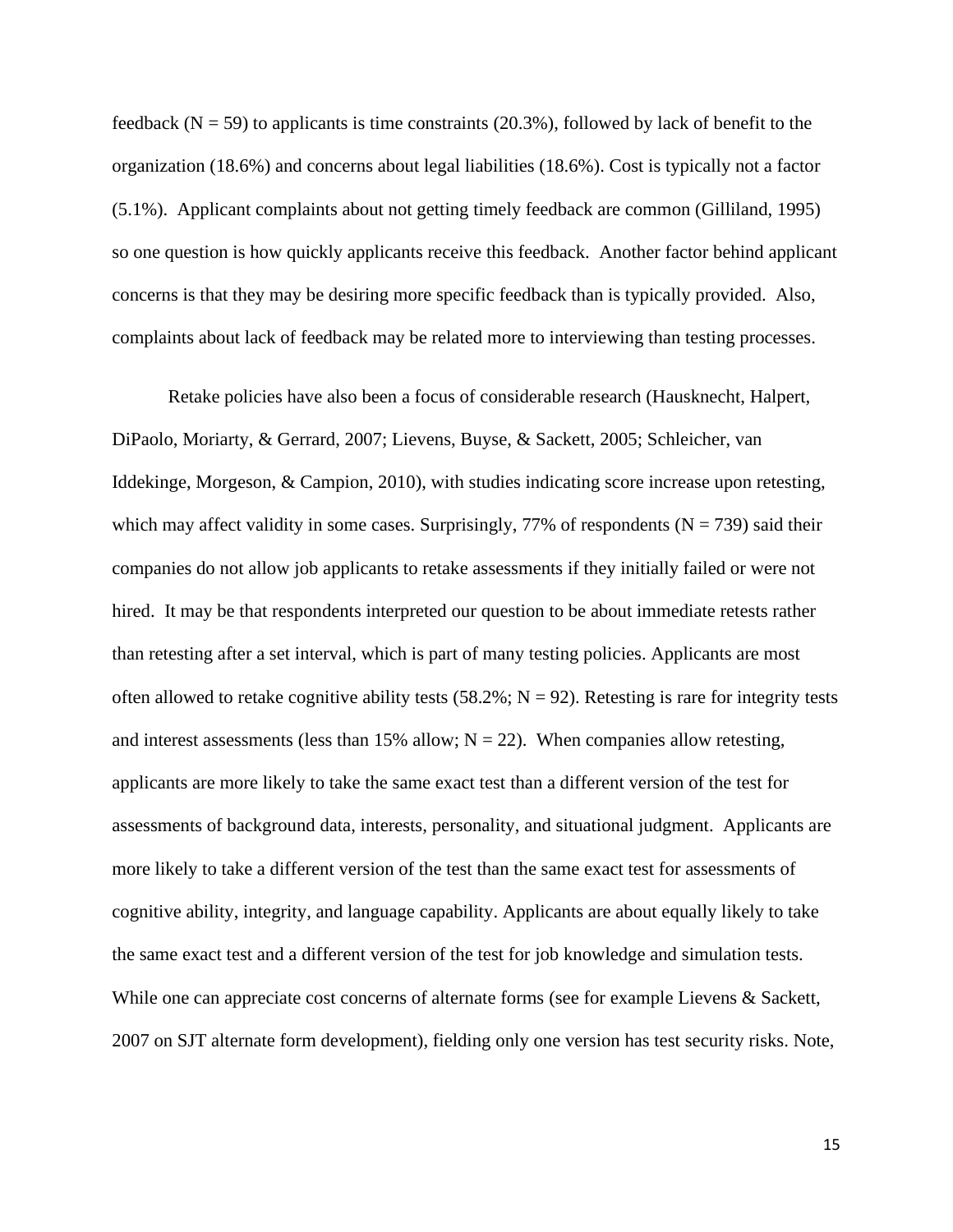feedback ($N = 59$) to applicants is time constraints (20.3%), followed by lack of benefit to the organization (18.6%) and concerns about legal liabilities (18.6%). Cost is typically not a factor (5.1%). Applicant complaints about not getting timely feedback are common (Gilliland, 1995) so one question is how quickly applicants receive this feedback. Another factor behind applicant concerns is that they may be desiring more specific feedback than is typically provided. Also, complaints about lack of feedback may be related more to interviewing than testing processes.

Retake policies have also been a focus of considerable research (Hausknecht, Halpert, DiPaolo, Moriarty, & Gerrard, 2007; Lievens, Buyse, & Sackett, 2005; Schleicher, van Iddekinge, Morgeson, & Campion, 2010), with studies indicating score increase upon retesting, which may affect validity in some cases. Surprisingly, 77% of respondents ($N = 739$) said their companies do not allow job applicants to retake assessments if they initially failed or were not hired. It may be that respondents interpreted our question to be about immediate retests rather than retesting after a set interval, which is part of many testing policies. Applicants are most often allowed to retake cognitive ability tests (58.2%; $N = 92$). Retesting is rare for integrity tests and interest assessments (less than 15% allow; $N = 22$). When companies allow retesting, applicants are more likely to take the same exact test than a different version of the test for assessments of background data, interests, personality, and situational judgment. Applicants are more likely to take a different version of the test than the same exact test for assessments of cognitive ability, integrity, and language capability. Applicants are about equally likely to take the same exact test and a different version of the test for job knowledge and simulation tests. While one can appreciate cost concerns of alternate forms (see for example Lievens & Sackett, 2007 on SJT alternate form development), fielding only one version has test security risks. Note,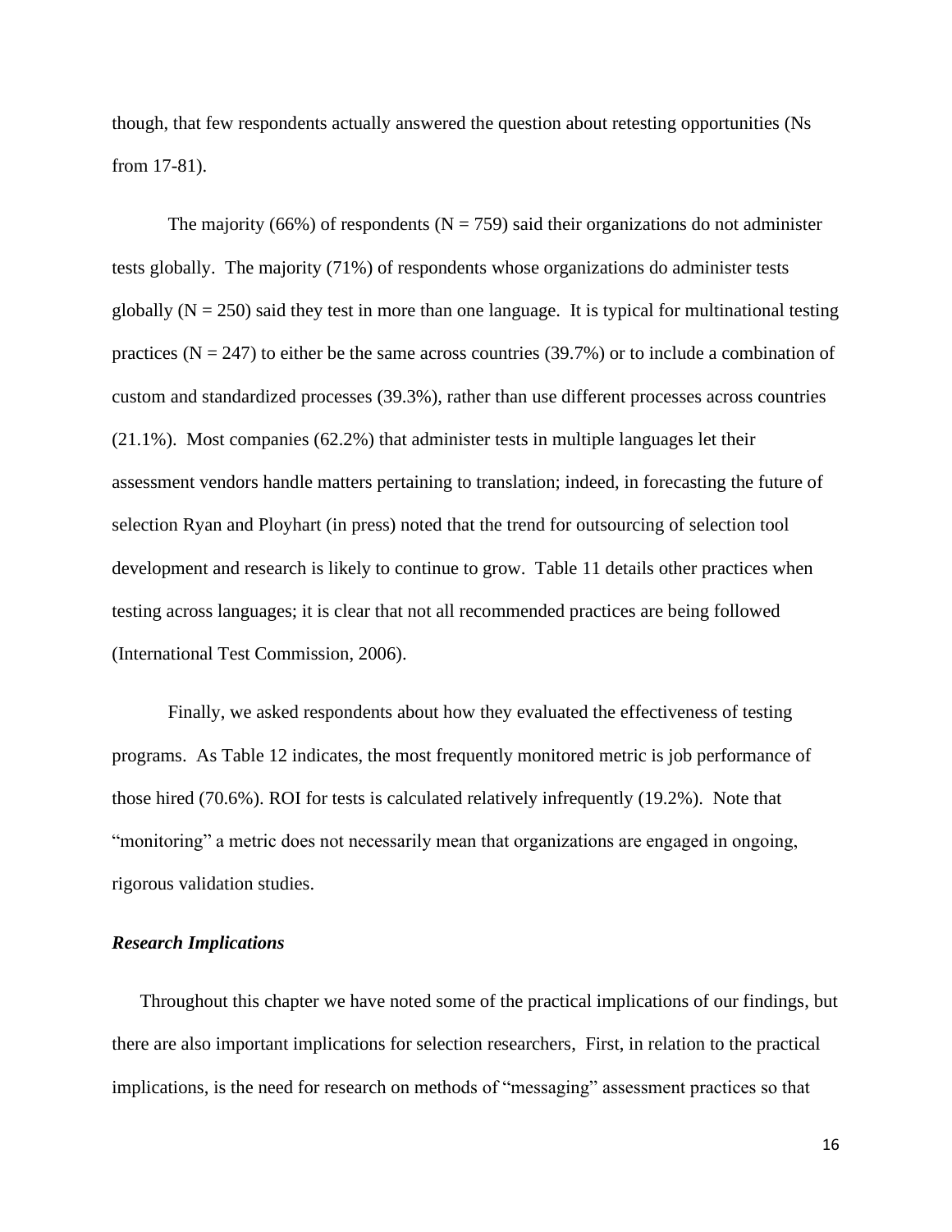though, that few respondents actually answered the question about retesting opportunities (Ns from 17-81).

The majority (66%) of respondents (N = 759) said their organizations do not administer tests globally. The majority (71%) of respondents whose organizations do administer tests globally (N = 250) said they test in more than one language. It is typical for multinational testing practices (N = 247) to either be the same across countries (39.7%) or to include a combination of custom and standardized processes (39.3%), rather than use different processes across countries (21.1%). Most companies (62.2%) that administer tests in multiple languages let their assessment vendors handle matters pertaining to translation; indeed, in forecasting the future of selection Ryan and Ployhart (in press) noted that the trend for outsourcing of selection tool development and research is likely to continue to grow. Table 11 details other practices when testing across languages; it is clear that not all recommended practices are being followed (International Test Commission, 2006).

Finally, we asked respondents about how they evaluated the effectiveness of testing programs. As Table 12 indicates, the most frequently monitored metric is job performance of those hired (70.6%). ROI for tests is calculated relatively infrequently (19.2%). Note that "monitoring" a metric does not necessarily mean that organizations are engaged in ongoing, rigorous validation studies.

### *Research Implications*

Throughout this chapter we have noted some of the practical implications of our findings, but there are also important implications for selection researchers, First, in relation to the practical implications, is the need for research on methods of "messaging" assessment practices so that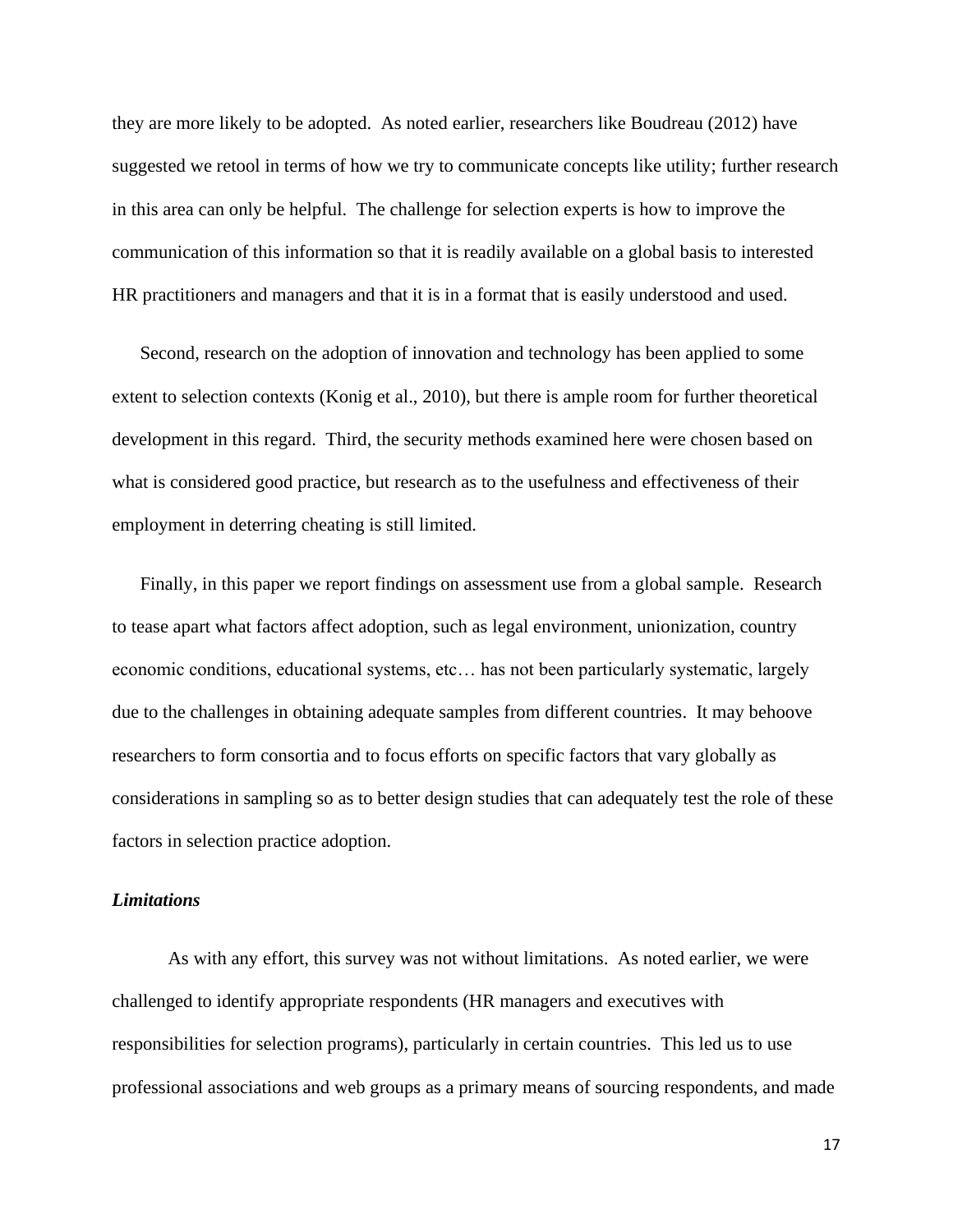they are more likely to be adopted. As noted earlier, researchers like Boudreau (2012) have suggested we retool in terms of how we try to communicate concepts like utility; further research in this area can only be helpful. The challenge for selection experts is how to improve the communication of this information so that it is readily available on a global basis to interested HR practitioners and managers and that it is in a format that is easily understood and used.

Second, research on the adoption of innovation and technology has been applied to some extent to selection contexts (Konig et al., 2010), but there is ample room for further theoretical development in this regard. Third, the security methods examined here were chosen based on what is considered good practice, but research as to the usefulness and effectiveness of their employment in deterring cheating is still limited.

Finally, in this paper we report findings on assessment use from a global sample. Research to tease apart what factors affect adoption, such as legal environment, unionization, country economic conditions, educational systems, etc… has not been particularly systematic, largely due to the challenges in obtaining adequate samples from different countries. It may behoove researchers to form consortia and to focus efforts on specific factors that vary globally as considerations in sampling so as to better design studies that can adequately test the role of these factors in selection practice adoption.

### *Limitations*

As with any effort, this survey was not without limitations. As noted earlier, we were challenged to identify appropriate respondents (HR managers and executives with responsibilities for selection programs), particularly in certain countries. This led us to use professional associations and web groups as a primary means of sourcing respondents, and made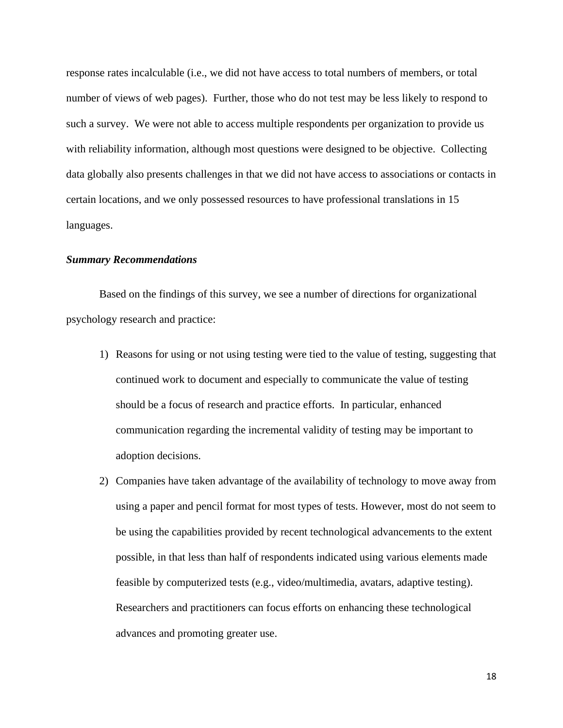response rates incalculable (i.e., we did not have access to total numbers of members, or total number of views of web pages). Further, those who do not test may be less likely to respond to such a survey. We were not able to access multiple respondents per organization to provide us with reliability information, although most questions were designed to be objective. Collecting data globally also presents challenges in that we did not have access to associations or contacts in certain locations, and we only possessed resources to have professional translations in 15 languages.

***Summary Recommendations***

Based on the findings of this survey, we see a number of directions for organizational psychology research and practice:

1) Reasons for using or not using testing were tied to the value of testing, suggesting that continued work to document and especially to communicate the value of testing should be a focus of research and practice efforts. In particular, enhanced communication regarding the incremental validity of testing may be important to adoption decisions.
2) Companies have taken advantage of the availability of technology to move away from using a paper and pencil format for most types of tests. However, most do not seem to be using the capabilities provided by recent technological advancements to the extent possible, in that less than half of respondents indicated using various elements made feasible by computerized tests (e.g., video/multimedia, avatars, adaptive testing). Researchers and practitioners can focus efforts on enhancing these technological advances and promoting greater use.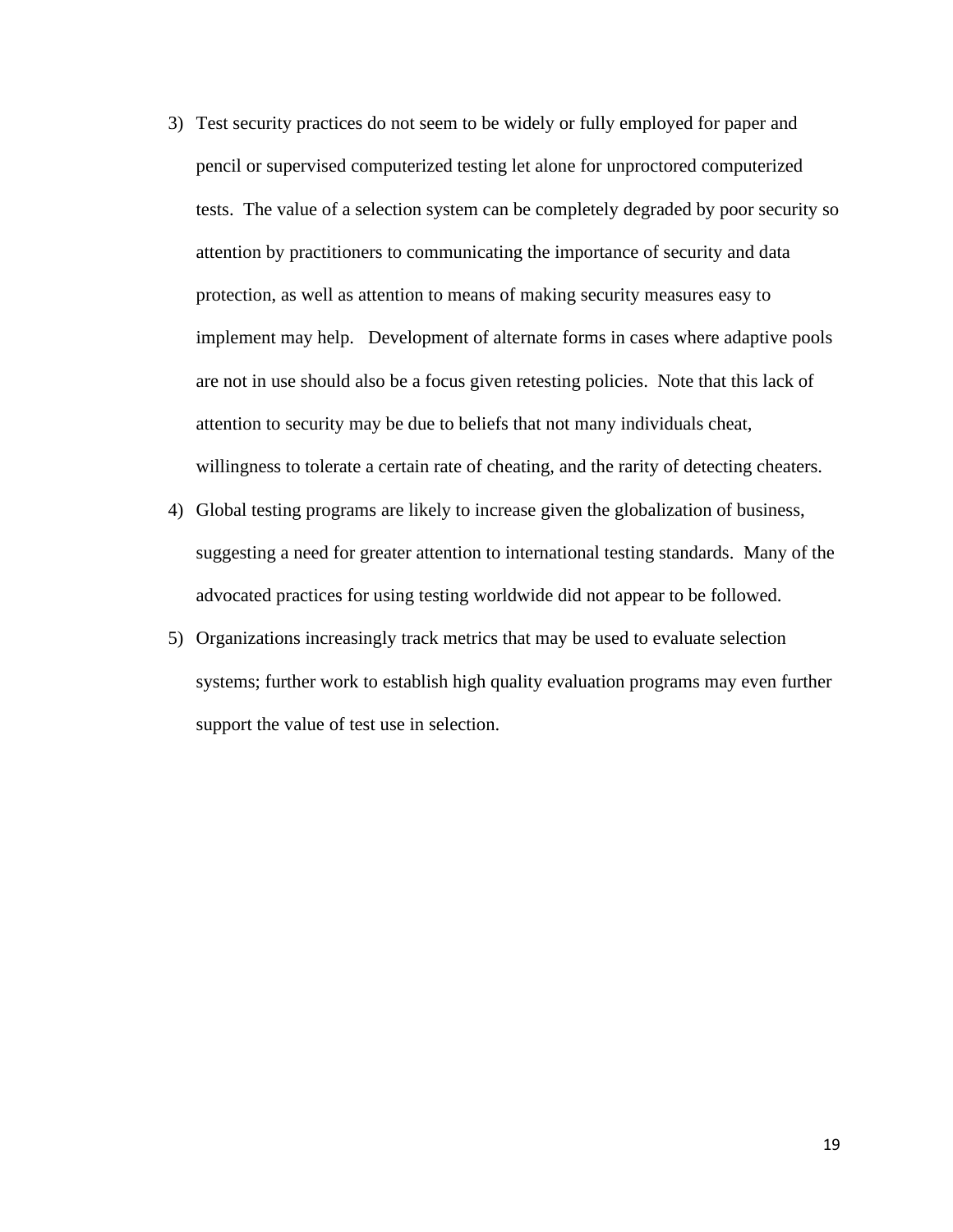3) Test security practices do not seem to be widely or fully employed for paper and pencil or supervised computerized testing let alone for unproctored computerized tests. The value of a selection system can be completely degraded by poor security so attention by practitioners to communicating the importance of security and data protection, as well as attention to means of making security measures easy to implement may help. Development of alternate forms in cases where adaptive pools are not in use should also be a focus given retesting policies. Note that this lack of attention to security may be due to beliefs that not many individuals cheat, willingness to tolerate a certain rate of cheating, and the rarity of detecting cheaters.
4) Global testing programs are likely to increase given the globalization of business, suggesting a need for greater attention to international testing standards. Many of the advocated practices for using testing worldwide did not appear to be followed.
5) Organizations increasingly track metrics that may be used to evaluate selection systems; further work to establish high quality evaluation programs may even further support the value of test use in selection.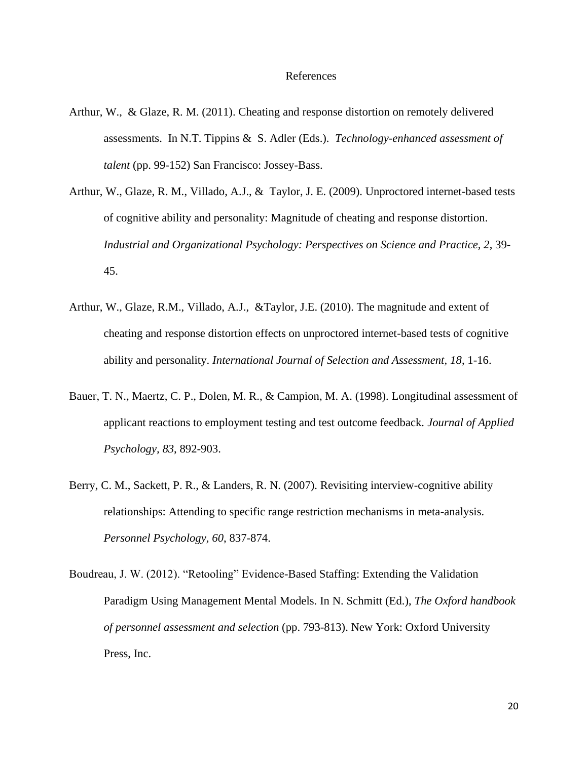# References

Arthur, W., & Glaze, R. M. (2011). Cheating and response distortion on remotely delivered assessments. In N.T. Tippins & S. Adler (Eds.). *Technology-enhanced assessment of talent* (pp. 99-152) San Francisco: Jossey-Bass.

Arthur, W., Glaze, R. M., Villado, A.J., & Taylor, J. E. (2009). Unproctored internet-based tests of cognitive ability and personality: Magnitude of cheating and response distortion. *Industrial and Organizational Psychology: Perspectives on Science and Practice, 2*, 39-45.

Arthur, W., Glaze, R.M., Villado, A.J., &Taylor, J.E. (2010). The magnitude and extent of cheating and response distortion effects on unproctored internet-based tests of cognitive ability and personality. *International Journal of Selection and Assessment, 18*, 1-16.

Bauer, T. N., Maertz, C. P., Dolen, M. R., & Campion, M. A. (1998). Longitudinal assessment of applicant reactions to employment testing and test outcome feedback. *Journal of Applied Psychology, 83*, 892-903.

Berry, C. M., Sackett, P. R., & Landers, R. N. (2007). Revisiting interview-cognitive ability relationships: Attending to specific range restriction mechanisms in meta-analysis. *Personnel Psychology, 60*, 837-874.

Boudreau, J. W. (2012). "Retooling" Evidence-Based Staffing: Extending the Validation Paradigm Using Management Mental Models. In N. Schmitt (Ed.), *The Oxford handbook of personnel assessment and selection* (pp. 793-813). New York: Oxford University Press, Inc.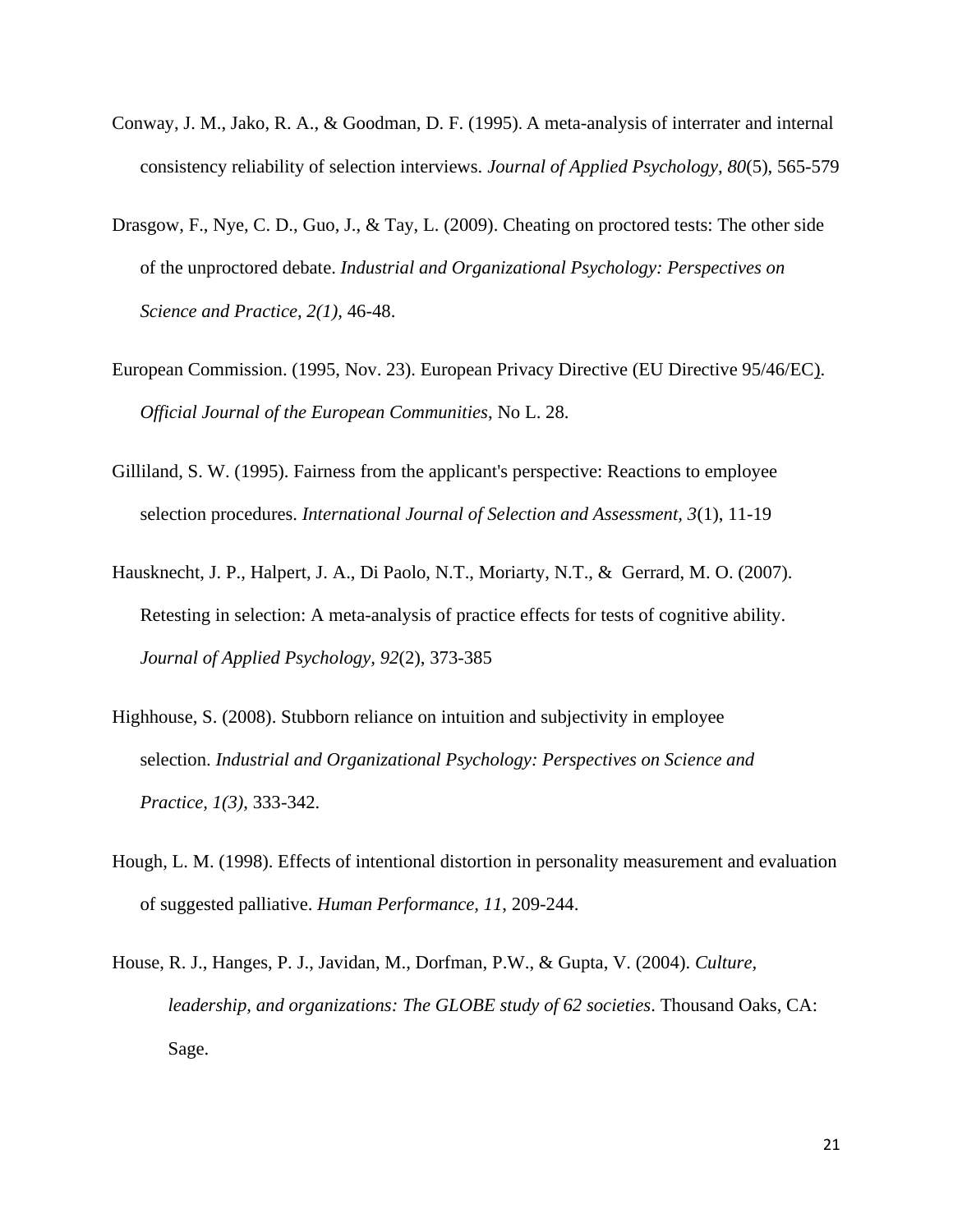Conway, J. M., Jako, R. A., & Goodman, D. F. (1995). A meta-analysis of interrater and internal consistency reliability of selection interviews. *Journal of Applied Psychology, 80*(5), 565-579

Drasgow, F., Nye, C. D., Guo, J., & Tay, L. (2009). Cheating on proctored tests: The other side of the unproctored debate. *Industrial and Organizational Psychology: Perspectives on Science and Practice, 2(1),* 46-48.

European Commission. (1995, Nov. 23). European Privacy Directive (EU Directive 95/46/EC). *Official Journal of the European Communities*, No L. 28.

Gilliland, S. W. (1995). Fairness from the applicant's perspective: Reactions to employee selection procedures. *International Journal of Selection and Assessment, 3*(1), 11-19

Hausknecht, J. P., Halpert, J. A., Di Paolo, N.T., Moriarty, N.T., & Gerrard, M. O. (2007). Retesting in selection: A meta-analysis of practice effects for tests of cognitive ability. *Journal of Applied Psychology, 92*(2), 373-385

Highhouse, S. (2008). Stubborn reliance on intuition and subjectivity in employee selection. *Industrial and Organizational Psychology: Perspectives on Science and Practice, 1(3)*, 333-342.

Hough, L. M. (1998). Effects of intentional distortion in personality measurement and evaluation of suggested palliative. *Human Performance, 11*, 209-244.

House, R. J., Hanges, P. J., Javidan, M., Dorfman, P.W., & Gupta, V. (2004). *Culture, leadership, and organizations: The GLOBE study of 62 societies*. Thousand Oaks, CA: Sage.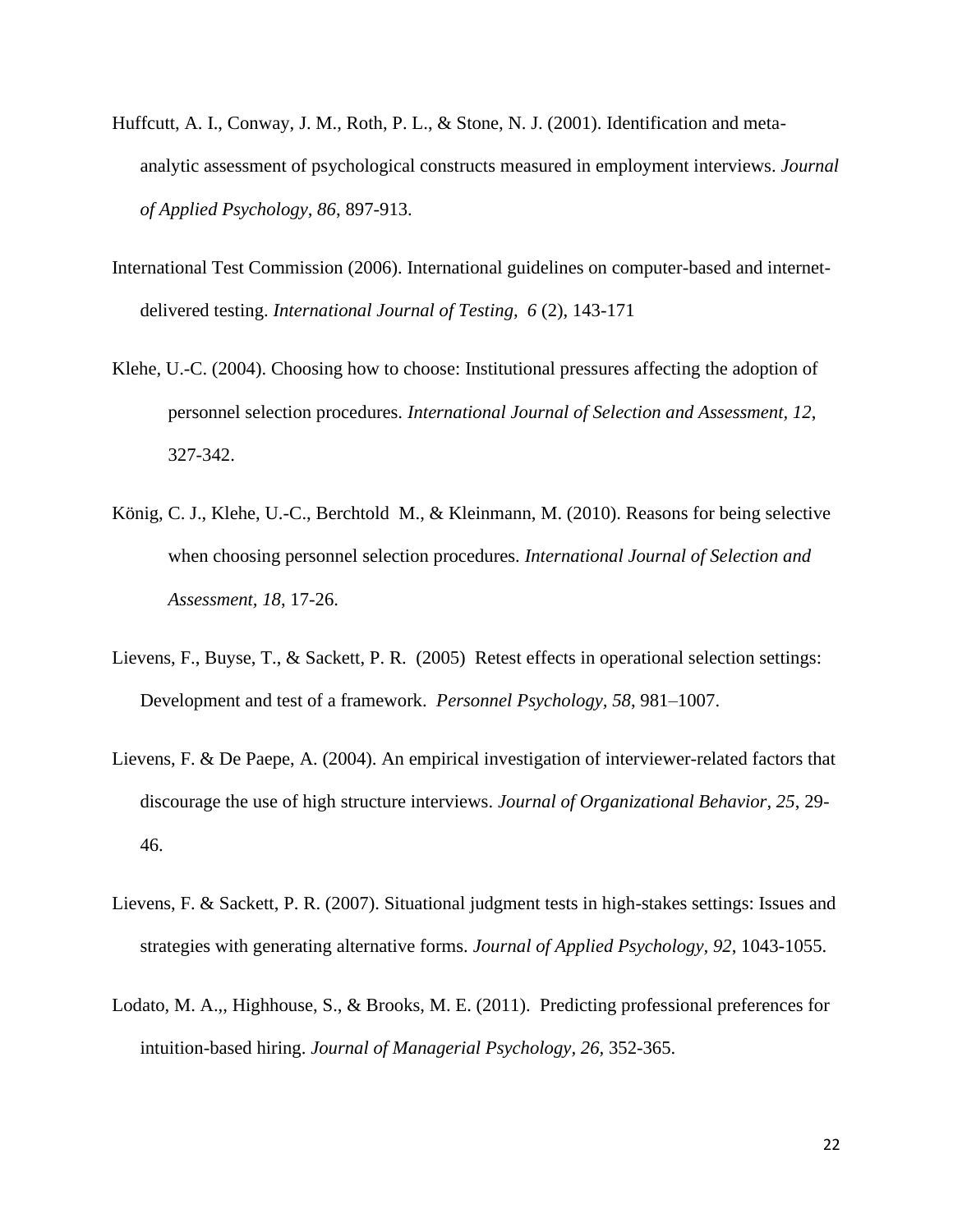Huffcutt, A. I., Conway, J. M., Roth, P. L., & Stone, N. J. (2001). Identification and meta-analytic assessment of psychological constructs measured in employment interviews. *Journal of Applied Psychology, 86*, 897-913.

International Test Commission (2006). International guidelines on computer-based and internet-delivered testing. *International Journal of Testing, 6* (2), 143-171

Klehe, U.-C. (2004). Choosing how to choose: Institutional pressures affecting the adoption of personnel selection procedures. *International Journal of Selection and Assessment, 12*, 327-342.

König, C. J., Klehe, U.-C., Berchtold M., & Kleinmann, M. (2010). Reasons for being selective when choosing personnel selection procedures. *International Journal of Selection and Assessment, 18*, 17-26.

Lievens, F., Buyse, T., & Sackett, P. R. (2005) Retest effects in operational selection settings: Development and test of a framework. *Personnel Psychology, 58*, 981–1007.

Lievens, F. & De Paepe, A. (2004). An empirical investigation of interviewer-related factors that discourage the use of high structure interviews. *Journal of Organizational Behavior, 25*, 29-46.

Lievens, F. & Sackett, P. R. (2007). Situational judgment tests in high-stakes settings: Issues and strategies with generating alternative forms. *Journal of Applied Psychology, 92*, 1043-1055.

Lodato, M. A.,, Highhouse, S., & Brooks, M. E. (2011). Predicting professional preferences for intuition-based hiring. *Journal of Managerial Psychology, 26*, 352-365.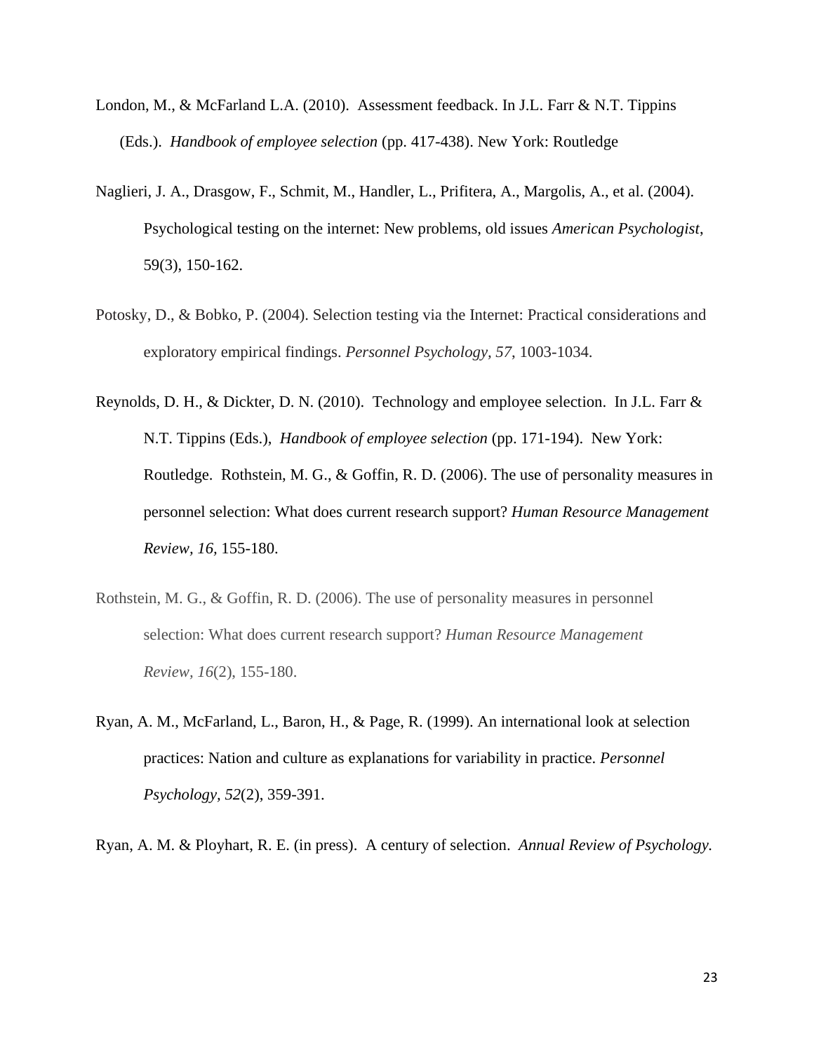London, M., & McFarland L.A. (2010). Assessment feedback. In J.L. Farr & N.T. Tippins (Eds.). *Handbook of employee selection* (pp. 417-438). New York: Routledge

Naglieri, J. A., Drasgow, F., Schmit, M., Handler, L., Prifitera, A., Margolis, A., et al. (2004). Psychological testing on the internet: New problems, old issues *American Psychologist*, 59(3), 150-162.

Potosky, D., & Bobko, P. (2004). Selection testing via the Internet: Practical considerations and exploratory empirical findings. *Personnel Psychology, 57*, 1003-1034.

Reynolds, D. H., & Dickter, D. N. (2010). Technology and employee selection. In J.L. Farr & N.T. Tippins (Eds.), *Handbook of employee selection* (pp. 171-194). New York: Routledge. Rothstein, M. G., & Goffin, R. D. (2006). The use of personality measures in personnel selection: What does current research support? *Human Resource Management Review, 16*, 155-180.

Rothstein, M. G., & Goffin, R. D. (2006). The use of personality measures in personnel selection: What does current research support? *Human Resource Management Review, 16*(2), 155-180.

Ryan, A. M., McFarland, L., Baron, H., & Page, R. (1999). An international look at selection practices: Nation and culture as explanations for variability in practice. *Personnel Psychology, 52*(2), 359-391.

Ryan, A. M. & Ployhart, R. E. (in press). A century of selection. *Annual Review of Psychology.*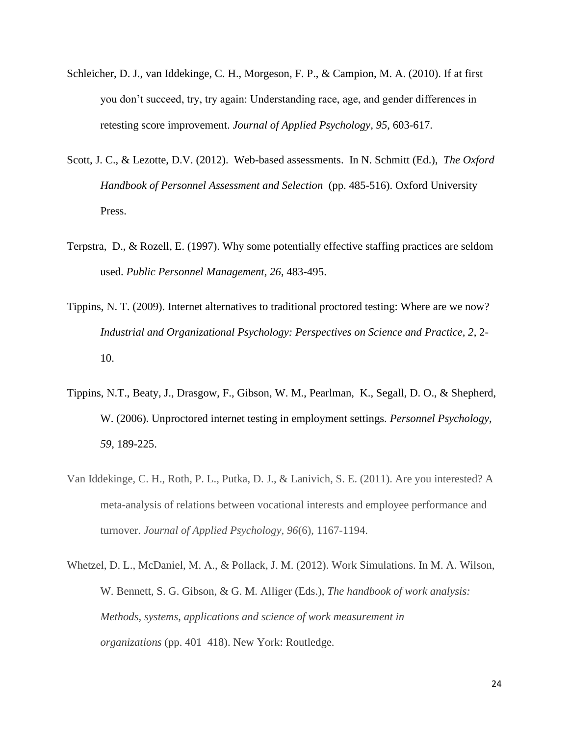Schleicher, D. J., van Iddekinge, C. H., Morgeson, F. P., & Campion, M. A. (2010). If at first you don't succeed, try, try again: Understanding race, age, and gender differences in retesting score improvement. *Journal of Applied Psychology*, *95*, 603-617.

Scott, J. C., & Lezotte, D.V. (2012). Web-based assessments. In N. Schmitt (Ed.), *The Oxford Handbook of Personnel Assessment and Selection* (pp. 485-516). Oxford University Press.

Terpstra, D., & Rozell, E. (1997). Why some potentially effective staffing practices are seldom used. *Public Personnel Management, 26*, 483-495.

Tippins, N. T. (2009). Internet alternatives to traditional proctored testing: Where are we now? *Industrial and Organizational Psychology: Perspectives on Science and Practice*, *2*, 2-10.

Tippins, N.T., Beaty, J., Drasgow, F., Gibson, W. M., Pearlman, K., Segall, D. O., & Shepherd, W. (2006). Unproctored internet testing in employment settings. *Personnel Psychology, 59*, 189-225.

Van Iddekinge, C. H., Roth, P. L., Putka, D. J., & Lanivich, S. E. (2011). Are you interested? A meta-analysis of relations between vocational interests and employee performance and turnover. *Journal of Applied Psychology*, *96*(6), 1167-1194.

Whetzel, D. L., McDaniel, M. A., & Pollack, J. M. (2012). Work Simulations. In M. A. Wilson, W. Bennett, S. G. Gibson, & G. M. Alliger (Eds.), *The handbook of work analysis: Methods, systems, applications and science of work measurement in organizations* (pp. 401–418). New York: Routledge.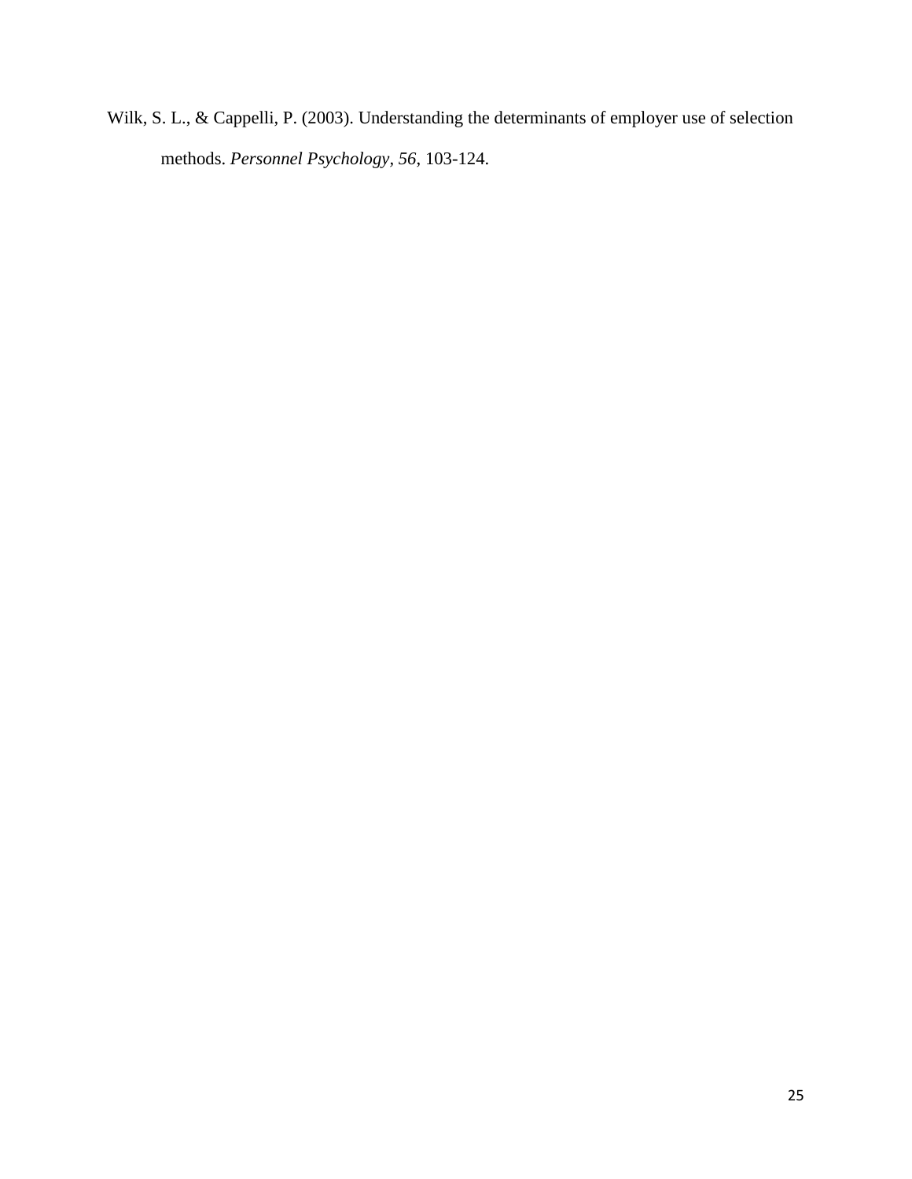Wilk, S. L., & Cappelli, P. (2003). Understanding the determinants of employer use of selection methods. *Personnel Psychology, 56*, 103-124.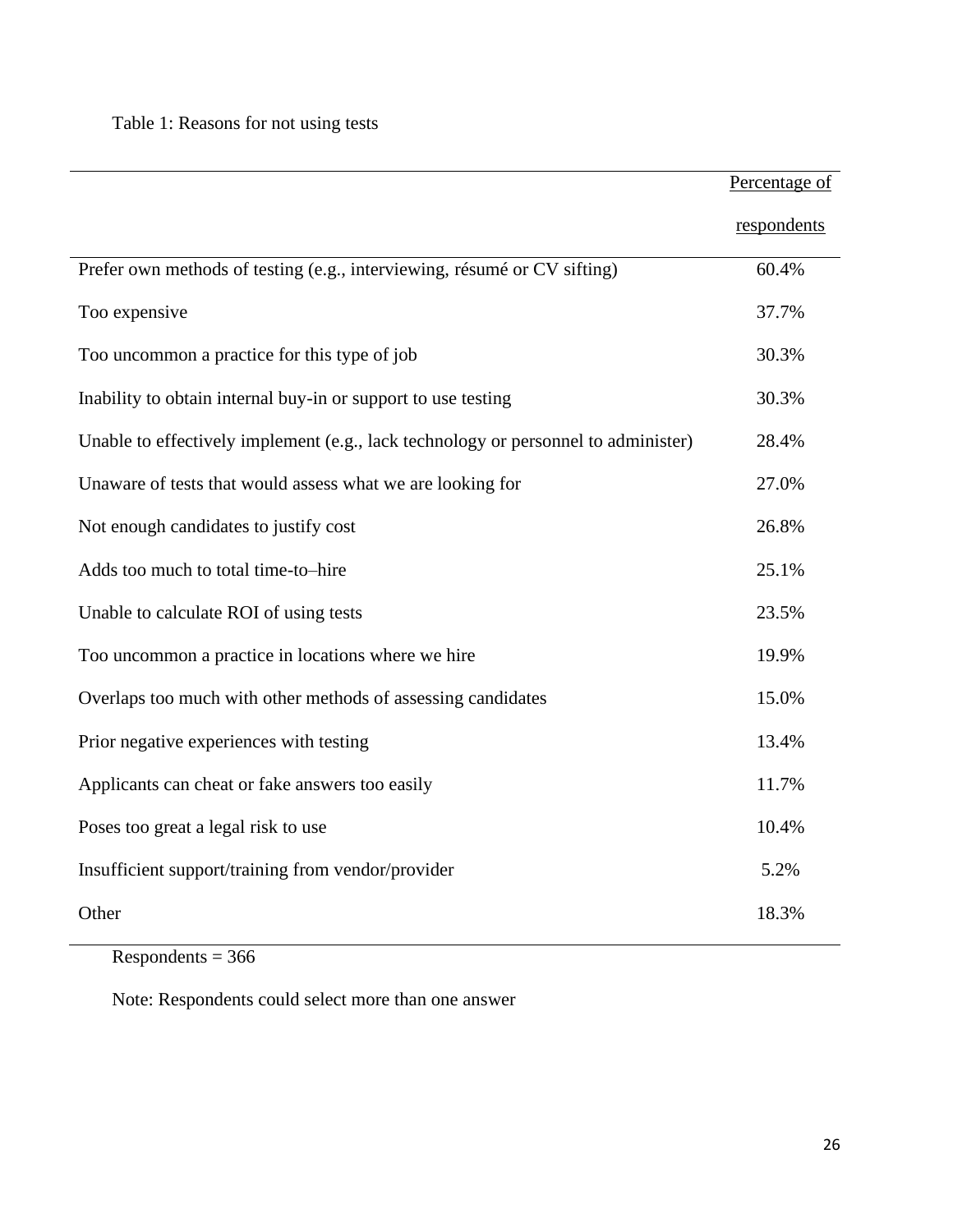Table 1: Reasons for not using tests

| | Percentage of respondents |
|---|---|
| Prefer own methods of testing (e.g., interviewing, résumé or CV sifting) | 60.4% |
| Too expensive | 37.7% |
| Too uncommon a practice for this type of job | 30.3% |
| Inability to obtain internal buy-in or support to use testing | 30.3% |
| Unable to effectively implement (e.g., lack technology or personnel to administer) | 28.4% |
| Unaware of tests that would assess what we are looking for | 27.0% |
| Not enough candidates to justify cost | 26.8% |
| Adds too much to total time-to–hire | 25.1% |
| Unable to calculate ROI of using tests | 23.5% |
| Too uncommon a practice in locations where we hire | 19.9% |
| Overlaps too much with other methods of assessing candidates | 15.0% |
| Prior negative experiences with testing | 13.4% |
| Applicants can cheat or fake answers too easily | 11.7% |
| Poses too great a legal risk to use | 10.4% |
| Insufficient support/training from vendor/provider | 5.2% |
| Other | 18.3% |

Respondents = 366

Note: Respondents could select more than one answer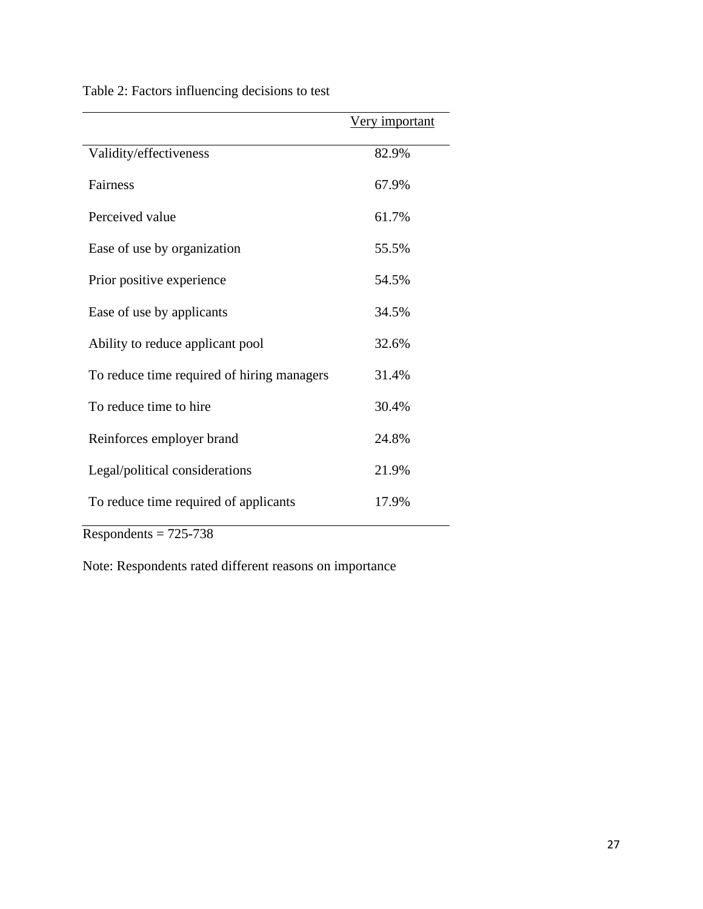Table 2: Factors influencing decisions to test

| | Very important |
|---|---|
| Validity/effectiveness | 82.9% |
| Fairness | 67.9% |
| Perceived value | 61.7% |
| Ease of use by organization | 55.5% |
| Prior positive experience | 54.5% |
| Ease of use by applicants | 34.5% |
| Ability to reduce applicant pool | 32.6% |
| To reduce time required of hiring managers | 31.4% |
| To reduce time to hire | 30.4% |
| Reinforces employer brand | 24.8% |
| Legal/political considerations | 21.9% |
| To reduce time required of applicants | 17.9% |

Respondents = 725-738

Note: Respondents rated different reasons on importance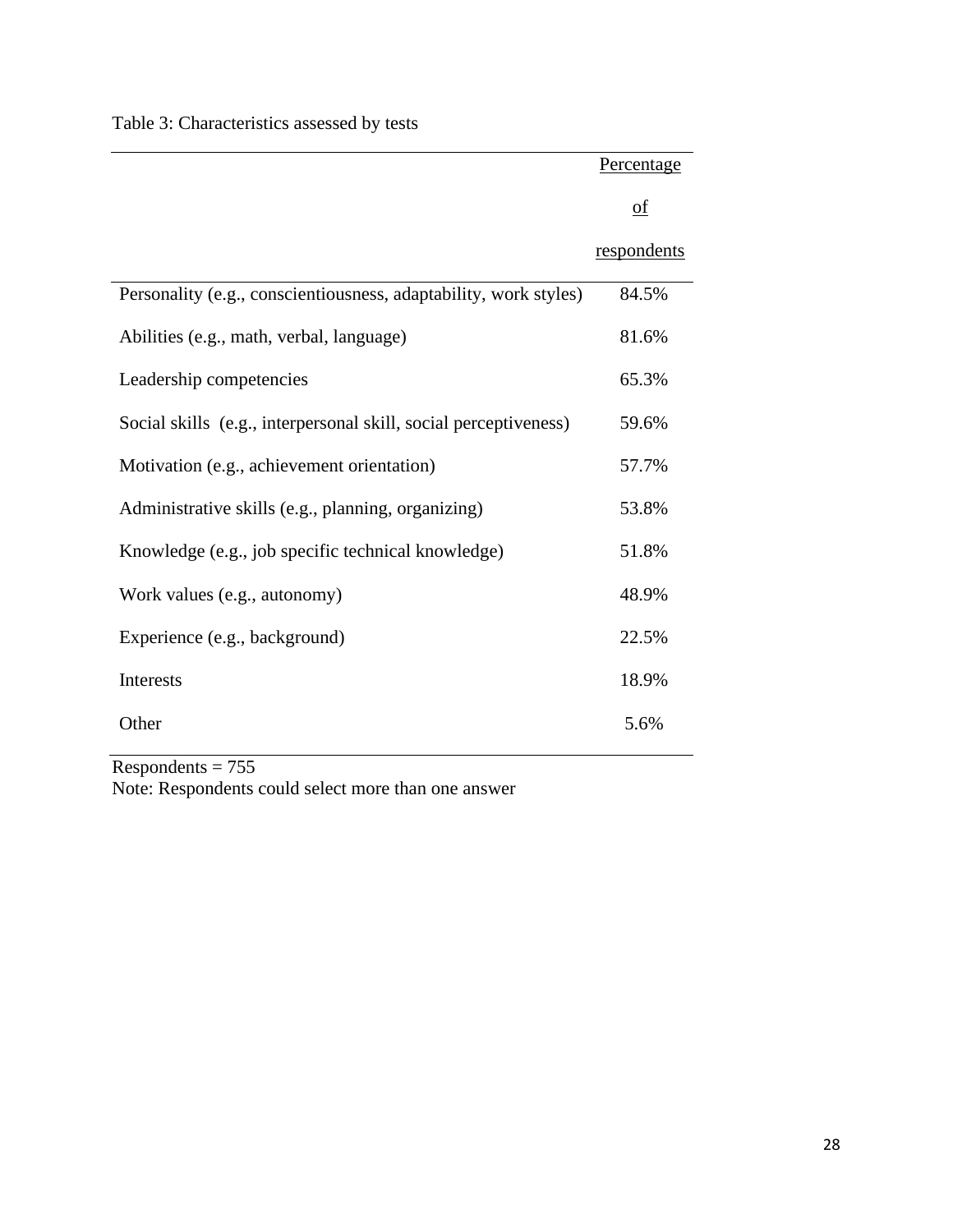Table 3: Characteristics assessed by tests

| | Percentage of respondents |
|---|---|
| Personality (e.g., conscientiousness, adaptability, work styles) | 84.5% |
| Abilities (e.g., math, verbal, language) | 81.6% |
| Leadership competencies | 65.3% |
| Social skills (e.g., interpersonal skill, social perceptiveness) | 59.6% |
| Motivation (e.g., achievement orientation) | 57.7% |
| Administrative skills (e.g., planning, organizing) | 53.8% |
| Knowledge (e.g., job specific technical knowledge) | 51.8% |
| Work values (e.g., autonomy) | 48.9% |
| Experience (e.g., background) | 22.5% |
| Interests | 18.9% |
| Other | 5.6% |

Respondents = 755
Note: Respondents could select more than one answer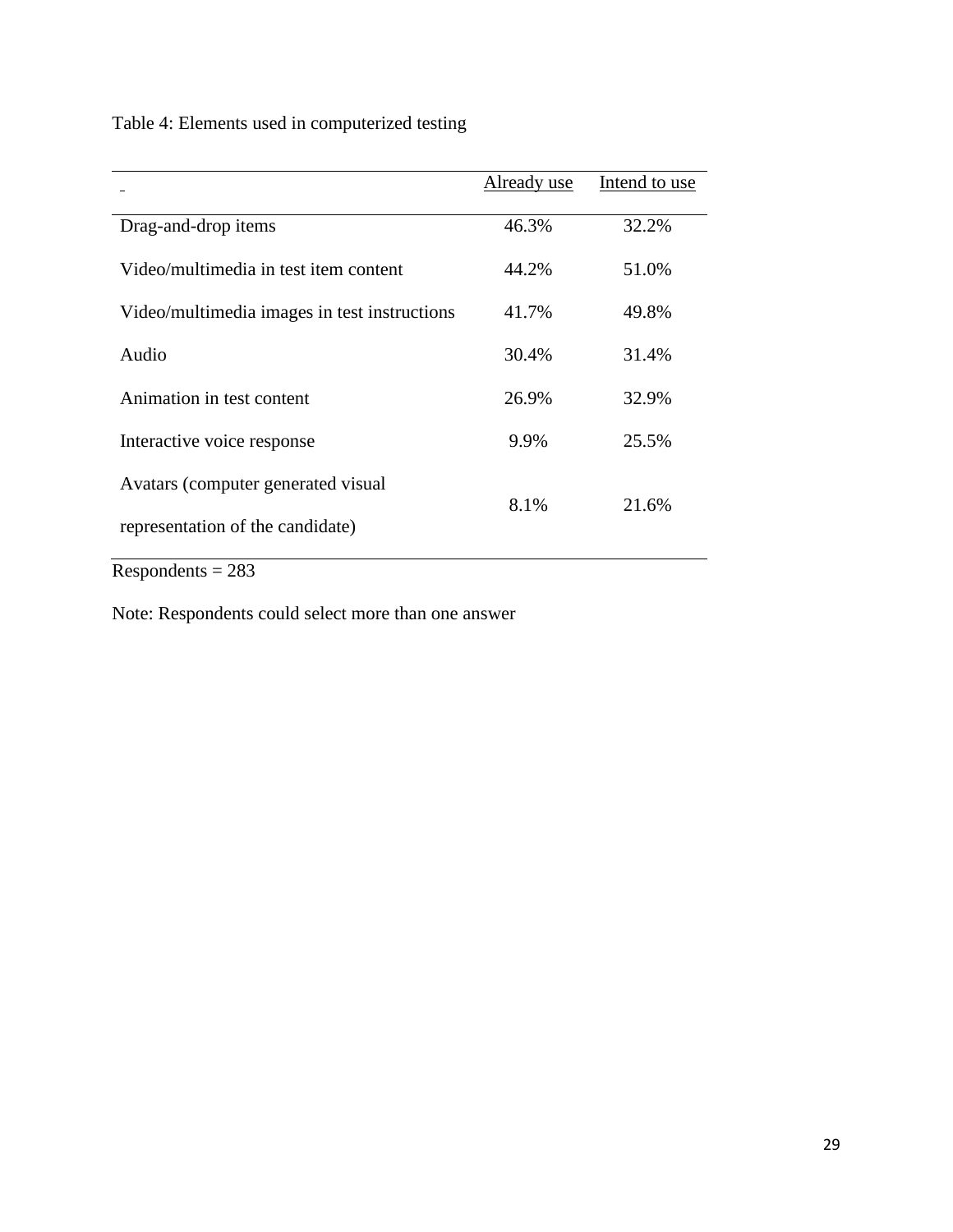Table 4: Elements used in computerized testing

| | Already use | Intend to use |
|---|---|---|
| Drag-and-drop items | 46.3% | 32.2% |
| Video/multimedia in test item content | 44.2% | 51.0% |
| Video/multimedia images in test instructions | 41.7% | 49.8% |
| Audio | 30.4% | 31.4% |
| Animation in test content | 26.9% | 32.9% |
| Interactive voice response | 9.9% | 25.5% |
| Avatars (computer generated visual representation of the candidate) | 8.1% | 21.6% |

Respondents = 283

Note: Respondents could select more than one answer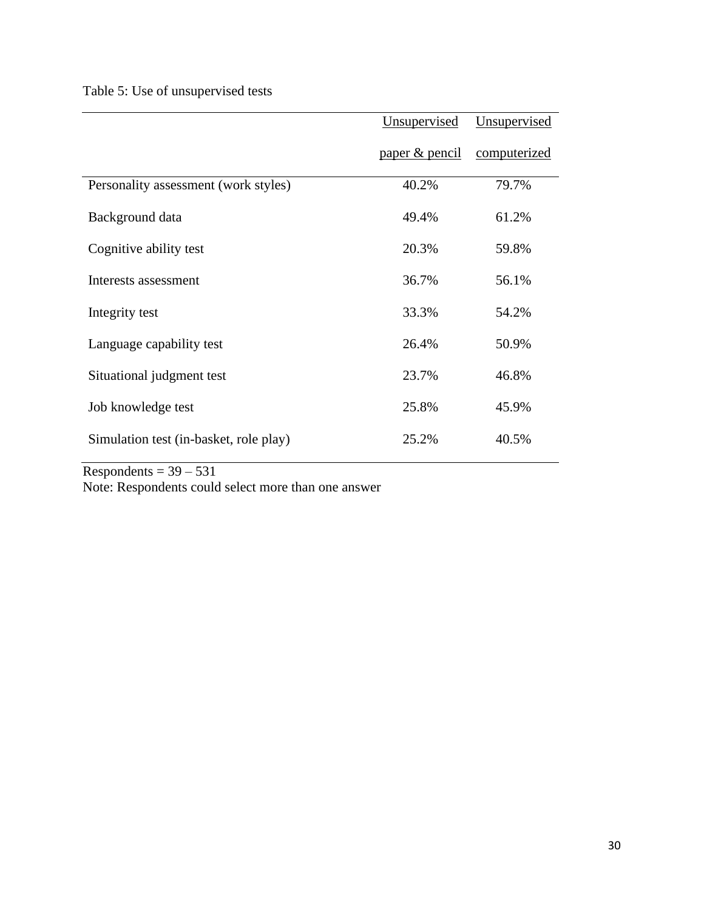Table 5: Use of unsupervised tests

| | Unsupervised paper & pencil | Unsupervised computerized |
|---|---|---|
| Personality assessment (work styles) | 40.2% | 79.7% |
| Background data | 49.4% | 61.2% |
| Cognitive ability test | 20.3% | 59.8% |
| Interests assessment | 36.7% | 56.1% |
| Integrity test | 33.3% | 54.2% |
| Language capability test | 26.4% | 50.9% |
| Situational judgment test | 23.7% | 46.8% |
| Job knowledge test | 25.8% | 45.9% |
| Simulation test (in-basket, role play) | 25.2% | 40.5% |

Respondents = 39 – 531

Note: Respondents could select more than one answer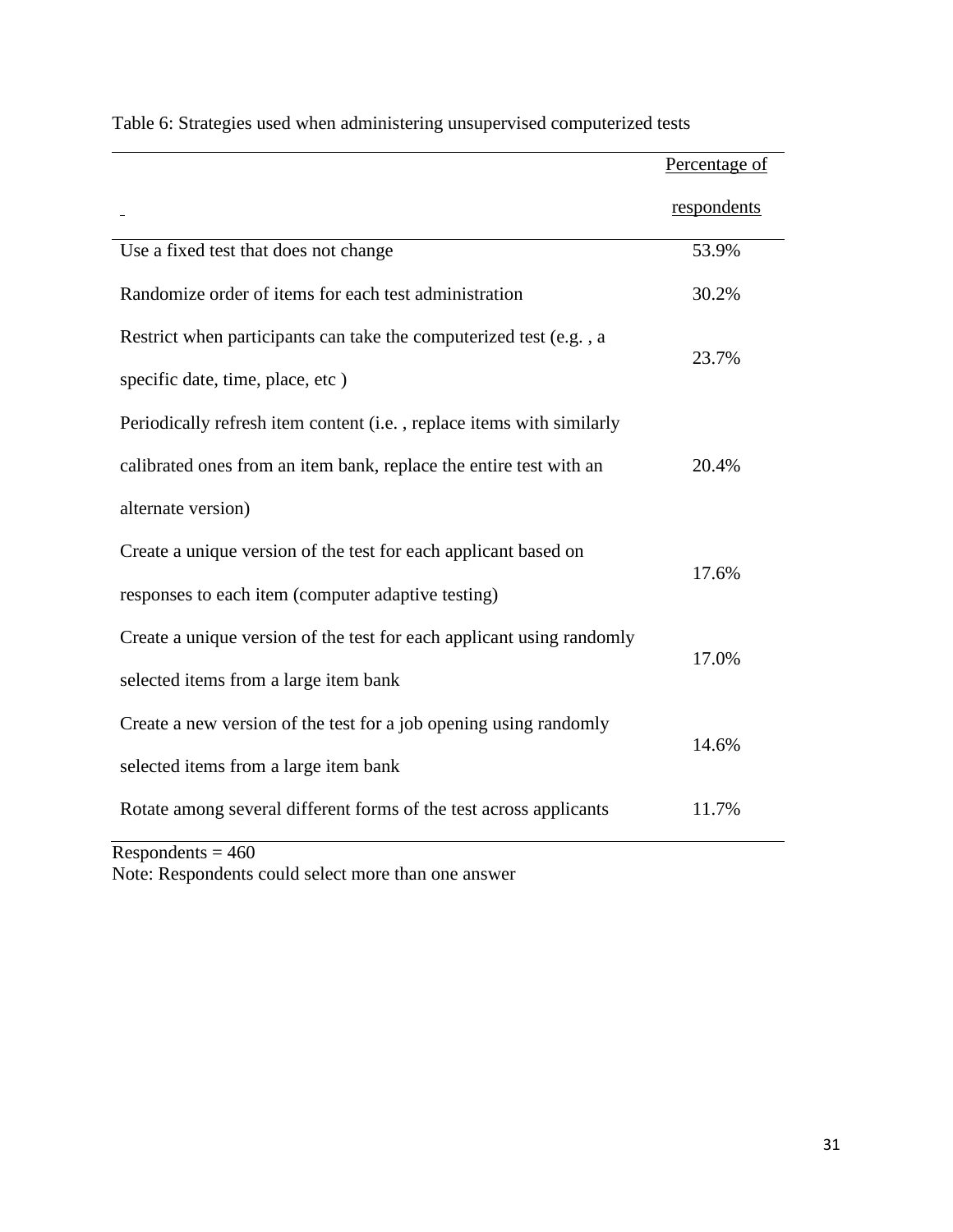Table 6: Strategies used when administering unsupervised computerized tests

| | Percentage of respondents |
|---|---|
| Use a fixed test that does not change | 53.9% |
| Randomize order of items for each test administration | 30.2% |
| Restrict when participants can take the computerized test (e.g. , a specific date, time, place, etc ) | 23.7% |
| Periodically refresh item content (i.e. , replace items with similarly calibrated ones from an item bank, replace the entire test with an alternate version) | 20.4% |
| Create a unique version of the test for each applicant based on responses to each item (computer adaptive testing) | 17.6% |
| Create a unique version of the test for each applicant using randomly selected items from a large item bank | 17.0% |
| Create a new version of the test for a job opening using randomly selected items from a large item bank | 14.6% |
| Rotate among several different forms of the test across applicants | 11.7% |

Respondents = 460

Note: Respondents could select more than one answer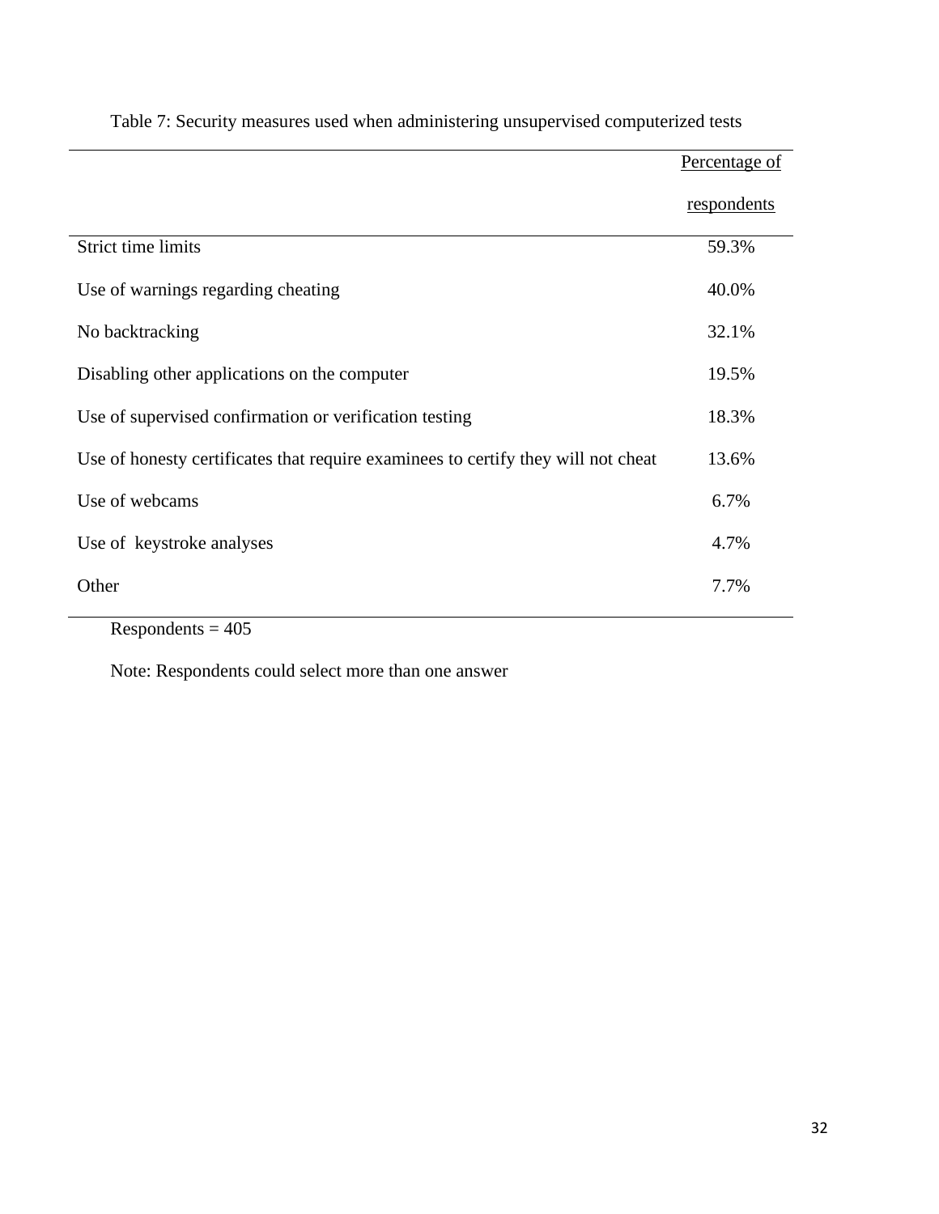Table 7: Security measures used when administering unsupervised computerized tests

| | Percentage of respondents |
|---|---|
| Strict time limits | 59.3% |
| Use of warnings regarding cheating | 40.0% |
| No backtracking | 32.1% |
| Disabling other applications on the computer | 19.5% |
| Use of supervised confirmation or verification testing | 18.3% |
| Use of honesty certificates that require examinees to certify they will not cheat | 13.6% |
| Use of webcams | 6.7% |
| Use of keystroke analyses | 4.7% |
| Other | 7.7% |

Respondents = 405

Note: Respondents could select more than one answer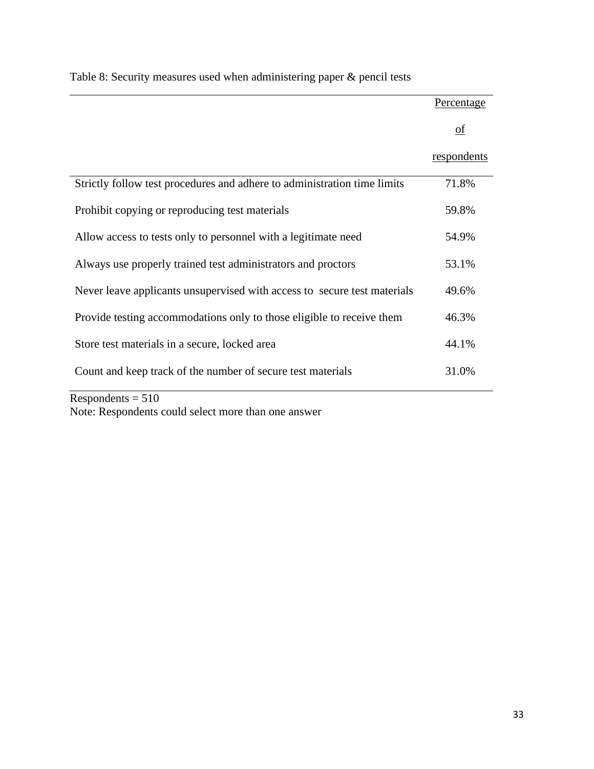Table 8: Security measures used when administering paper & pencil tests

| | Percentage of respondents |
|---|---|
| Strictly follow test procedures and adhere to administration time limits | 71.8% |
| Prohibit copying or reproducing test materials | 59.8% |
| Allow access to tests only to personnel with a legitimate need | 54.9% |
| Always use properly trained test administrators and proctors | 53.1% |
| Never leave applicants unsupervised with access to secure test materials | 49.6% |
| Provide testing accommodations only to those eligible to receive them | 46.3% |
| Store test materials in a secure, locked area | 44.1% |
| Count and keep track of the number of secure test materials | 31.0% |

Respondents = 510

Note: Respondents could select more than one answer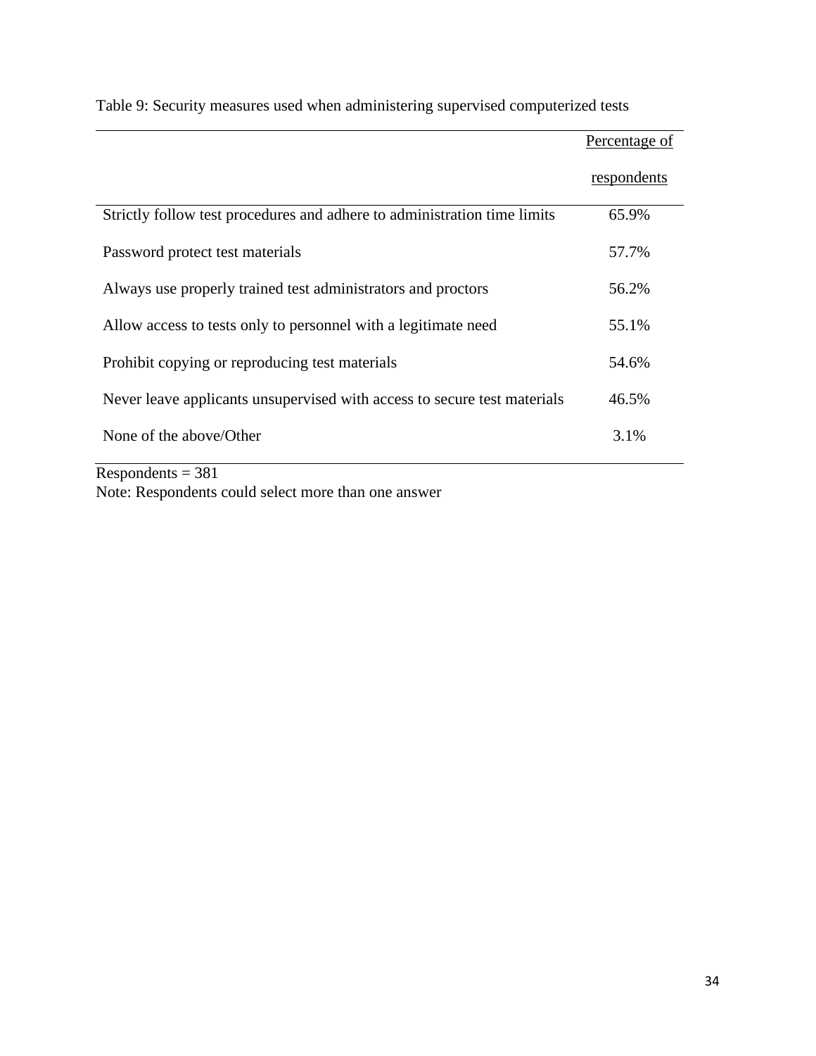Table 9: Security measures used when administering supervised computerized tests

| | Percentage of respondents |
|---|---|
| Strictly follow test procedures and adhere to administration time limits | 65.9% |
| Password protect test materials | 57.7% |
| Always use properly trained test administrators and proctors | 56.2% |
| Allow access to tests only to personnel with a legitimate need | 55.1% |
| Prohibit copying or reproducing test materials | 54.6% |
| Never leave applicants unsupervised with access to secure test materials | 46.5% |
| None of the above/Other | 3.1% |

Respondents = 381
Note: Respondents could select more than one answer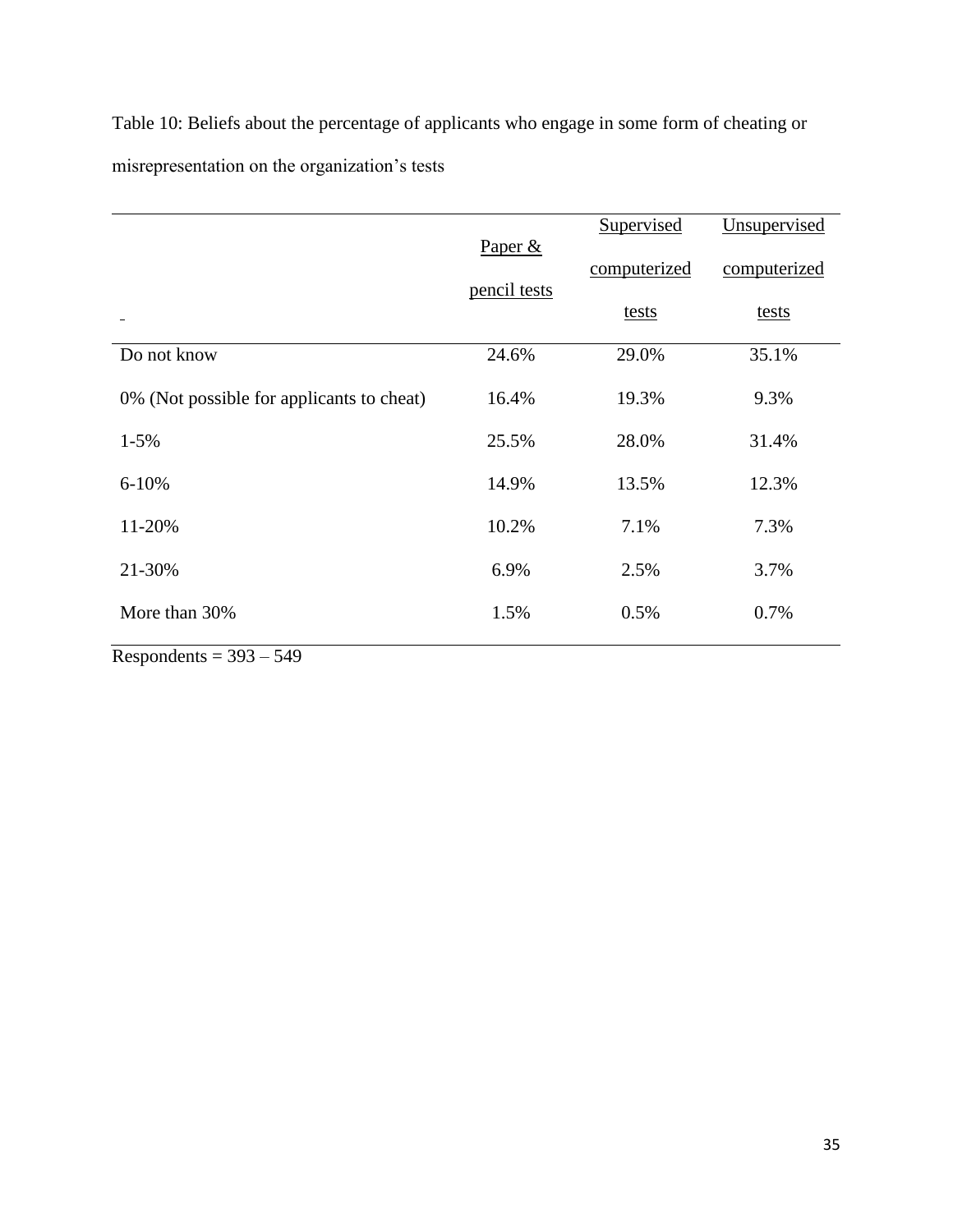Table 10: Beliefs about the percentage of applicants who engage in some form of cheating or misrepresentation on the organization's tests

| | Paper & pencil tests | Supervised computerized tests | Unsupervised computerized tests |
|---|---|---|---|
| Do not know | 24.6% | 29.0% | 35.1% |
| 0% (Not possible for applicants to cheat) | 16.4% | 19.3% | 9.3% |
| 1-5% | 25.5% | 28.0% | 31.4% |
| 6-10% | 14.9% | 13.5% | 12.3% |
| 11-20% | 10.2% | 7.1% | 7.3% |
| 21-30% | 6.9% | 2.5% | 3.7% |
| More than 30% | 1.5% | 0.5% | 0.7% |

Respondents = 393 – 549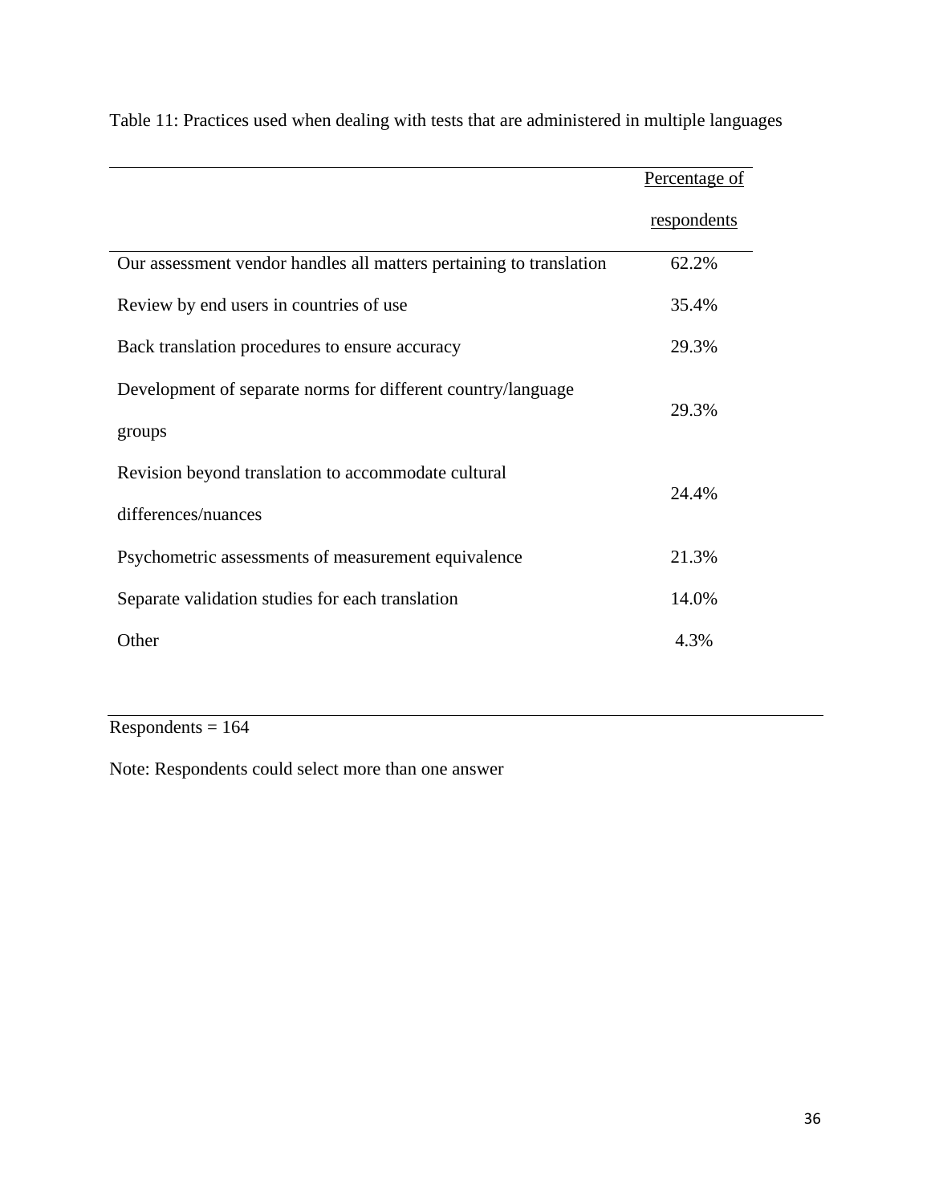Table 11: Practices used when dealing with tests that are administered in multiple languages

| | Percentage of respondents |
|---|---|
| Our assessment vendor handles all matters pertaining to translation | 62.2% |
| Review by end users in countries of use | 35.4% |
| Back translation procedures to ensure accuracy | 29.3% |
| Development of separate norms for different country/language groups | 29.3% |
| Revision beyond translation to accommodate cultural differences/nuances | 24.4% |
| Psychometric assessments of measurement equivalence | 21.3% |
| Separate validation studies for each translation | 14.0% |
| Other | 4.3% |

Respondents = 164

Note: Respondents could select more than one answer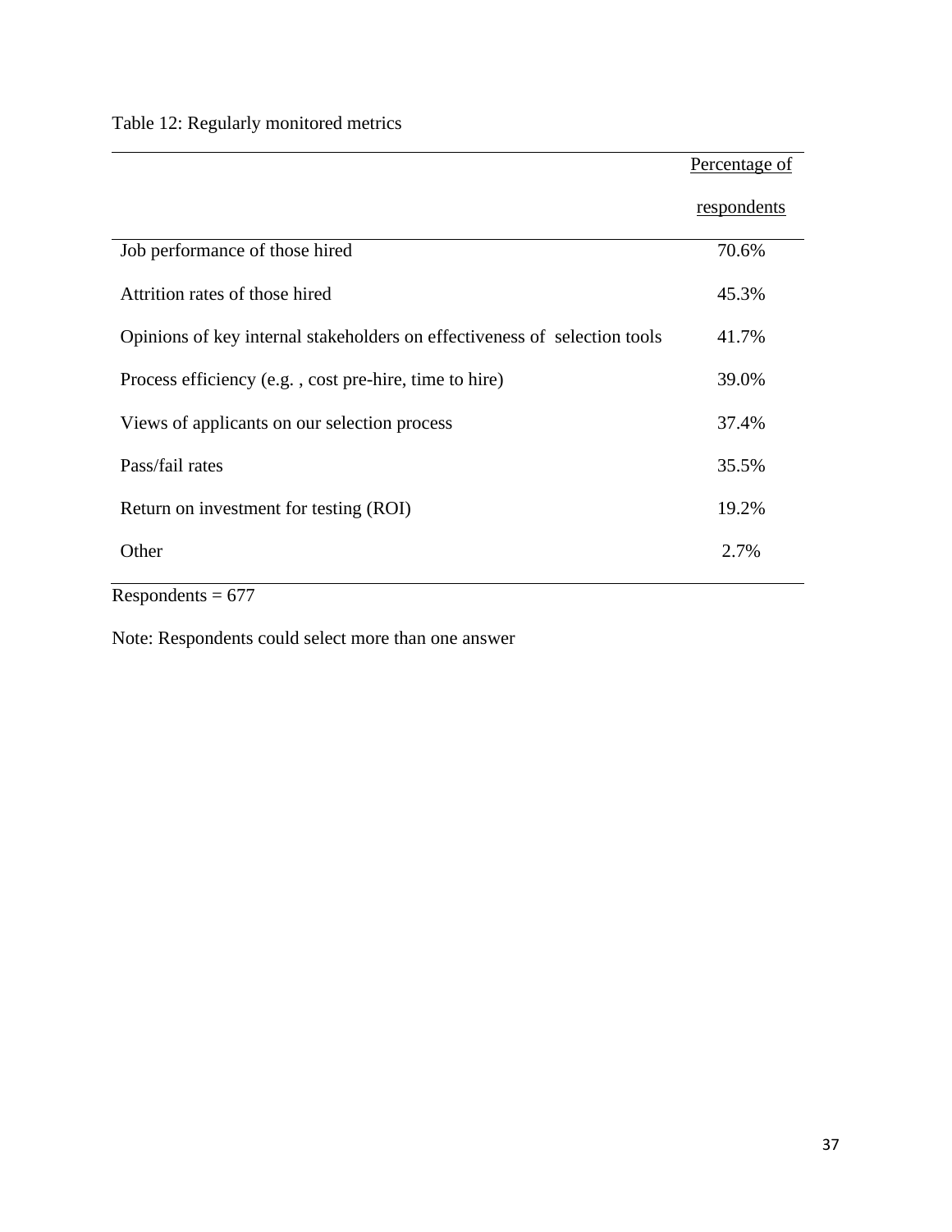Table 12: Regularly monitored metrics

| | Percentage of respondents |
|---|---|
| Job performance of those hired | 70.6% |
| Attrition rates of those hired | 45.3% |
| Opinions of key internal stakeholders on effectiveness of selection tools | 41.7% |
| Process efficiency (e.g. , cost pre-hire, time to hire) | 39.0% |
| Views of applicants on our selection process | 37.4% |
| Pass/fail rates | 35.5% |
| Return on investment for testing (ROI) | 19.2% |
| Other | 2.7% |

Respondents = 677

Note: Respondents could select more than one answer